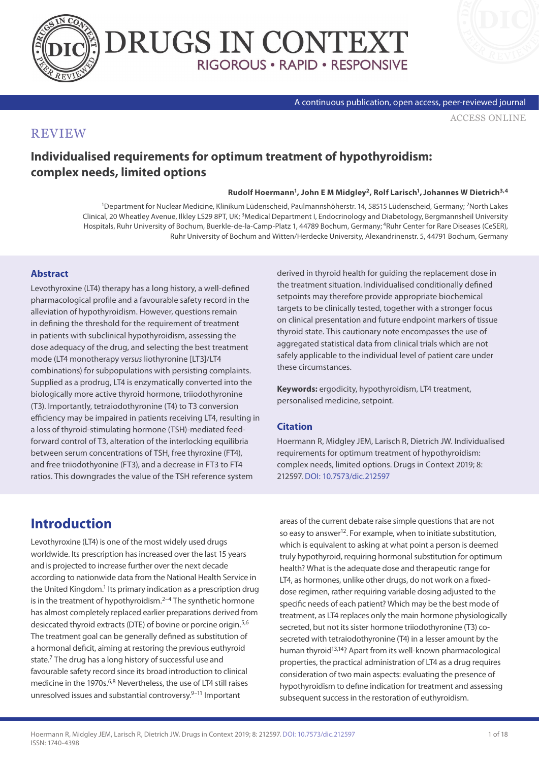# DRUGS IN CONTEXT

RIGOROUS • RAPID • RESPONSIVE

A continuous publication, open access, peer-reviewed journal

ACCESS ONLINE

REVIEW

## Individualised requirements for optimum treatment of hypothyroidism: complex needs, limited options

**Rudolf Hoermann[1], John E M Midgley[2], Rolf Larisch[1], Johannes W Dietrich[3,4]**

[1]Department for Nuclear Medicine, Klinikum Lüdenscheid, Paulmannshöherstr. 14, 58515 Lüdenscheid, Germany; [2]North Lakes Clinical, 20 Wheatley Avenue, Ilkley LS29 8PT, UK; [3]Medical Department I, Endocrinology and Diabetology, Bergmannsheil University Hospitals, Ruhr University of Bochum, Buerkle-de-la-Camp-Platz 1, 44789 Bochum, Germany; [4]Ruhr Center for Rare Diseases (CeSER), Ruhr University of Bochum and Witten/Herdecke University, Alexandrinenstr. 5, 44791 Bochum, Germany

### Abstract

Levothyroxine (LT4) therapy has a long history, a well-defined pharmacological profile and a favourable safety record in the alleviation of hypothyroidism. However, questions remain in defining the threshold for the requirement of treatment in patients with subclinical hypothyroidism, assessing the dose adequacy of the drug, and selecting the best treatment mode (LT4 monotherapy *versus* liothyronine [LT3]/LT4 combinations) for subpopulations with persisting complaints. Supplied as a prodrug, LT4 is enzymatically converted into the biologically more active thyroid hormone, triiodothyronine (T3). Importantly, tetraiodothyronine (T4) to T3 conversion efficiency may be impaired in patients receiving LT4, resulting in a loss of thyroid-stimulating hormone (TSH)-mediated feed-forward control of T3, alteration of the interlocking equilibria between serum concentrations of TSH, free thyroxine (FT4), and free triiodothyonine (FT3), and a decrease in FT3 to FT4 ratios. This downgrades the value of the TSH reference system derived in thyroid health for guiding the replacement dose in the treatment situation. Individualised conditionally defined setpoints may therefore provide appropriate biochemical targets to be clinically tested, together with a stronger focus on clinical presentation and future endpoint markers of tissue thyroid state. This cautionary note encompasses the use of aggregated statistical data from clinical trials which are not safely applicable to the individual level of patient care under these circumstances.

**Keywords:** ergodicity, hypothyroidism, LT4 treatment, personalised medicine, setpoint.

### Citation

Hoermann R, Midgley JEM, Larisch R, Dietrich JW. Individualised requirements for optimum treatment of hypothyroidism: complex needs, limited options. Drugs in Context 2019; 8: 212597. DOI: 10.7573/dic.212597

## Introduction

Levothyroxine (LT4) is one of the most widely used drugs worldwide. Its prescription has increased over the last 15 years and is projected to increase further over the next decade according to nationwide data from the National Health Service in the United Kingdom.[1] Its primary indication as a prescription drug is in the treatment of hypothyroidism.[2–4] The synthetic hormone has almost completely replaced earlier preparations derived from desiccated thyroid extracts (DTE) of bovine or porcine origin.[5,6] The treatment goal can be generally defined as substitution of a hormonal deficit, aiming at restoring the previous euthyroid state.[7] The drug has a long history of successful use and favourable safety record since its broad introduction to clinical medicine in the 1970s.[6,8] Nevertheless, the use of LT4 still raises unresolved issues and substantial controversy.[9–11] Important areas of the current debate raise simple questions that are not so easy to answer[12]. For example, when to initiate substitution, which is equivalent to asking at what point a person is deemed truly hypothyroid, requiring hormonal substitution for optimum health? What is the adequate dose and therapeutic range for LT4, as hormones, unlike other drugs, do not work on a fixed-dose regimen, rather requiring variable dosing adjusted to the specific needs of each patient? Which may be the best mode of treatment, as LT4 replaces only the main hormone physiologically secreted, but not its sister hormone triiodothyronine (T3) co-secreted with tetraiodothyronine (T4) in a lesser amount by the human thyroid[13,14]? Apart from its well-known pharmacological properties, the practical administration of LT4 as a drug requires consideration of two main aspects: evaluating the presence of hypothyroidism to define indication for treatment and assessing subsequent success in the restoration of euthyroidism.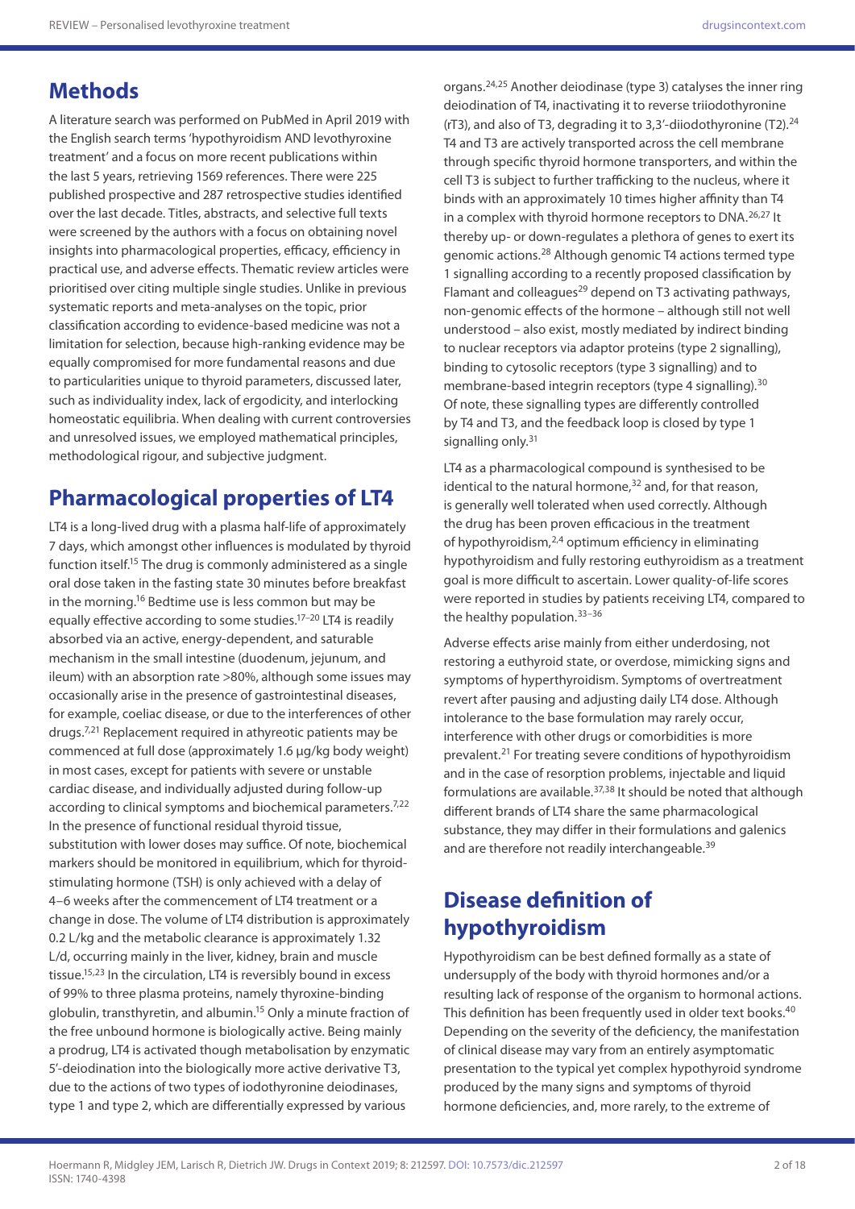## Methods

A literature search was performed on PubMed in April 2019 with the English search terms 'hypothyroidism AND levothyroxine treatment' and a focus on more recent publications within the last 5 years, retrieving 1569 references. There were 225 published prospective and 287 retrospective studies identified over the last decade. Titles, abstracts, and selective full texts were screened by the authors with a focus on obtaining novel insights into pharmacological properties, efficacy, efficiency in practical use, and adverse effects. Thematic review articles were prioritised over citing multiple single studies. Unlike in previous systematic reports and meta-analyses on the topic, prior classification according to evidence-based medicine was not a limitation for selection, because high-ranking evidence may be equally compromised for more fundamental reasons and due to particularities unique to thyroid parameters, discussed later, such as individuality index, lack of ergodicity, and interlocking homeostatic equilibria. When dealing with current controversies and unresolved issues, we employed mathematical principles, methodological rigour, and subjective judgment.

## Pharmacological properties of LT4

LT4 is a long-lived drug with a plasma half-life of approximately 7 days, which amongst other influences is modulated by thyroid function itself.[15] The drug is commonly administered as a single oral dose taken in the fasting state 30 minutes before breakfast in the morning.[16] Bedtime use is less common but may be equally effective according to some studies.[17–20] LT4 is readily absorbed via an active, energy-dependent, and saturable mechanism in the small intestine (duodenum, jejunum, and ileum) with an absorption rate >80%, although some issues may occasionally arise in the presence of gastrointestinal diseases, for example, coeliac disease, or due to the interferences of other drugs.[7,21] Replacement required in athyreotic patients may be commenced at full dose (approximately 1.6 µg/kg body weight) in most cases, except for patients with severe or unstable cardiac disease, and individually adjusted during follow-up according to clinical symptoms and biochemical parameters.[7,22] In the presence of functional residual thyroid tissue, substitution with lower doses may suffice. Of note, biochemical markers should be monitored in equilibrium, which for thyroid-stimulating hormone (TSH) is only achieved with a delay of 4–6 weeks after the commencement of LT4 treatment or a change in dose. The volume of LT4 distribution is approximately 0.2 L/kg and the metabolic clearance is approximately 1.32 L/d, occurring mainly in the liver, kidney, brain and muscle tissue.[15,23] In the circulation, LT4 is reversibly bound in excess of 99% to three plasma proteins, namely thyroxine-binding globulin, transthyretin, and albumin.[15] Only a minute fraction of the free unbound hormone is biologically active. Being mainly a prodrug, LT4 is activated though metabolisation by enzymatic 5′-deiodination into the biologically more active derivative T3, due to the actions of two types of iodothyronine deiodinases, type 1 and type 2, which are differentially expressed by various organs.[24,25] Another deiodinase (type 3) catalyses the inner ring deiodination of T4, inactivating it to reverse triiodothyronine (rT3), and also of T3, degrading it to 3,3′-diiodothyronine (T2).[24] T4 and T3 are actively transported across the cell membrane through specific thyroid hormone transporters, and within the cell T3 is subject to further trafficking to the nucleus, where it binds with an approximately 10 times higher affinity than T4 in a complex with thyroid hormone receptors to DNA.[26,27] It thereby up- or down-regulates a plethora of genes to exert its genomic actions.[28] Although genomic T4 actions termed type 1 signalling according to a recently proposed classification by Flamant and colleagues[29] depend on T3 activating pathways, non-genomic effects of the hormone – although still not well understood – also exist, mostly mediated by indirect binding to nuclear receptors via adaptor proteins (type 2 signalling), binding to cytosolic receptors (type 3 signalling) and to membrane-based integrin receptors (type 4 signalling).[30] Of note, these signalling types are differently controlled by T4 and T3, and the feedback loop is closed by type 1 signalling only.[31]

LT4 as a pharmacological compound is synthesised to be identical to the natural hormone,[32] and, for that reason, is generally well tolerated when used correctly. Although the drug has been proven efficacious in the treatment of hypothyroidism,[2,4] optimum efficiency in eliminating hypothyroidism and fully restoring euthyroidism as a treatment goal is more difficult to ascertain. Lower quality-of-life scores were reported in studies by patients receiving LT4, compared to the healthy population.[33–36]

Adverse effects arise mainly from either underdosing, not restoring a euthyroid state, or overdose, mimicking signs and symptoms of hyperthyroidism. Symptoms of overtreatment revert after pausing and adjusting daily LT4 dose. Although intolerance to the base formulation may rarely occur, interference with other drugs or comorbidities is more prevalent.[21] For treating severe conditions of hypothyroidism and in the case of resorption problems, injectable and liquid formulations are available.[37,38] It should be noted that although different brands of LT4 share the same pharmacological substance, they may differ in their formulations and galenics and are therefore not readily interchangeable.[39]

## Disease definition of hypothyroidism

Hypothyroidism can be best defined formally as a state of undersupply of the body with thyroid hormones and/or a resulting lack of response of the organism to hormonal actions. This definition has been frequently used in older text books.[40] Depending on the severity of the deficiency, the manifestation of clinical disease may vary from an entirely asymptomatic presentation to the typical yet complex hypothyroid syndrome produced by the many signs and symptoms of thyroid hormone deficiencies, and, more rarely, to the extreme of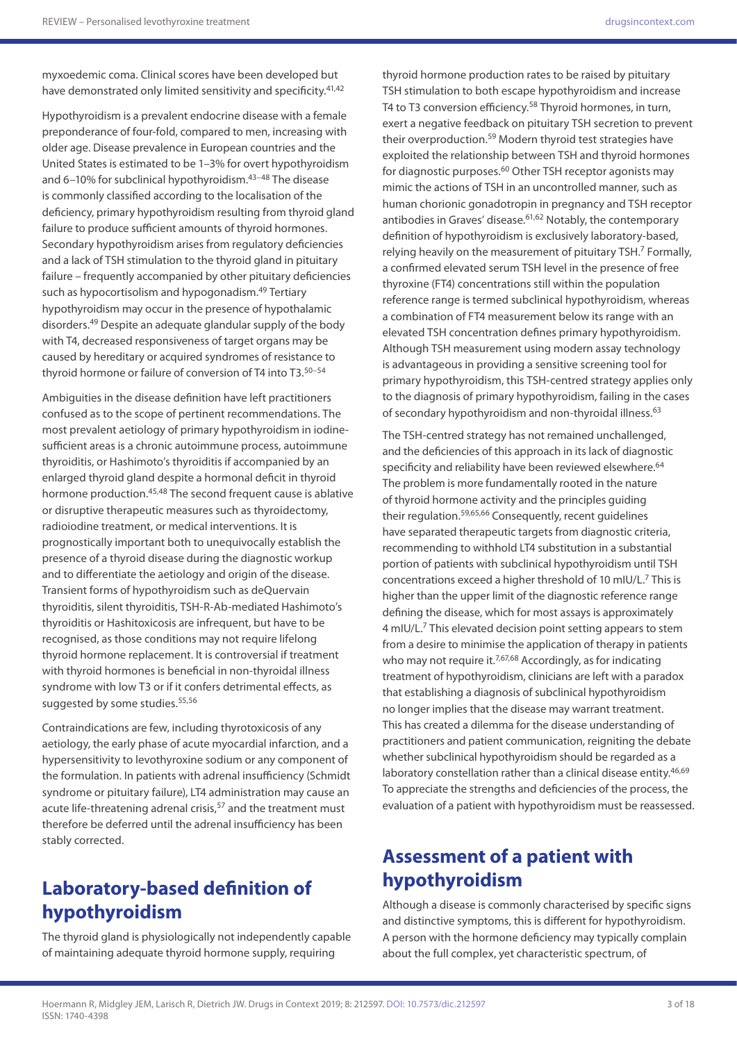myxoedemic coma. Clinical scores have been developed but have demonstrated only limited sensitivity and specificity.[41,42]

Hypothyroidism is a prevalent endocrine disease with a female preponderance of four-fold, compared to men, increasing with older age. Disease prevalence in European countries and the United States is estimated to be 1–3% for overt hypothyroidism and 6–10% for subclinical hypothyroidism.[43–48] The disease is commonly classified according to the localisation of the deficiency, primary hypothyroidism resulting from thyroid gland failure to produce sufficient amounts of thyroid hormones. Secondary hypothyroidism arises from regulatory deficiencies and a lack of TSH stimulation to the thyroid gland in pituitary failure – frequently accompanied by other pituitary deficiencies such as hypocortisolism and hypogonadism.[49] Tertiary hypothyroidism may occur in the presence of hypothalamic disorders.[49] Despite an adequate glandular supply of the body with T4, decreased responsiveness of target organs may be caused by hereditary or acquired syndromes of resistance to thyroid hormone or failure of conversion of T4 into T3.[50–54]

Ambiguities in the disease definition have left practitioners confused as to the scope of pertinent recommendations. The most prevalent aetiology of primary hypothyroidism in iodine-sufficient areas is a chronic autoimmune process, autoimmune thyroiditis, or Hashimoto's thyroiditis if accompanied by an enlarged thyroid gland despite a hormonal deficit in thyroid hormone production.[45,48] The second frequent cause is ablative or disruptive therapeutic measures such as thyroidectomy, radioiodine treatment, or medical interventions. It is prognostically important both to unequivocally establish the presence of a thyroid disease during the diagnostic workup and to differentiate the aetiology and origin of the disease. Transient forms of hypothyroidism such as deQuervain thyroiditis, silent thyroiditis, TSH-R-Ab-mediated Hashimoto's thyroiditis or Hashitoxicosis are infrequent, but have to be recognised, as those conditions may not require lifelong thyroid hormone replacement. It is controversial if treatment with thyroid hormones is beneficial in non-thyroidal illness syndrome with low T3 or if it confers detrimental effects, as suggested by some studies.[55,56]

Contraindications are few, including thyrotoxicosis of any aetiology, the early phase of acute myocardial infarction, and a hypersensitivity to levothyroxine sodium or any component of the formulation. In patients with adrenal insufficiency (Schmidt syndrome or pituitary failure), LT4 administration may cause an acute life-threatening adrenal crisis,[57] and the treatment must therefore be deferred until the adrenal insufficiency has been stably corrected.

## Laboratory-based definition of hypothyroidism

The thyroid gland is physiologically not independently capable of maintaining adequate thyroid hormone supply, requiring thyroid hormone production rates to be raised by pituitary TSH stimulation to both escape hypothyroidism and increase T4 to T3 conversion efficiency.[58] Thyroid hormones, in turn, exert a negative feedback on pituitary TSH secretion to prevent their overproduction.[59] Modern thyroid test strategies have exploited the relationship between TSH and thyroid hormones for diagnostic purposes.[60] Other TSH receptor agonists may mimic the actions of TSH in an uncontrolled manner, such as human chorionic gonadotropin in pregnancy and TSH receptor antibodies in Graves' disease.[61,62] Notably, the contemporary definition of hypothyroidism is exclusively laboratory-based, relying heavily on the measurement of pituitary TSH.[7] Formally, a confirmed elevated serum TSH level in the presence of free thyroxine (FT4) concentrations still within the population reference range is termed subclinical hypothyroidism, whereas a combination of FT4 measurement below its range with an elevated TSH concentration defines primary hypothyroidism. Although TSH measurement using modern assay technology is advantageous in providing a sensitive screening tool for primary hypothyroidism, this TSH-centred strategy applies only to the diagnosis of primary hypothyroidism, failing in the cases of secondary hypothyroidism and non-thyroidal illness.[63]

The TSH-centred strategy has not remained unchallenged, and the deficiencies of this approach in its lack of diagnostic specificity and reliability have been reviewed elsewhere.[64] The problem is more fundamentally rooted in the nature of thyroid hormone activity and the principles guiding their regulation.[59,65,66] Consequently, recent guidelines have separated therapeutic targets from diagnostic criteria, recommending to withhold LT4 substitution in a substantial portion of patients with subclinical hypothyroidism until TSH concentrations exceed a higher threshold of 10 mIU/L.[7] This is higher than the upper limit of the diagnostic reference range defining the disease, which for most assays is approximately 4 mIU/L.[7] This elevated decision point setting appears to stem from a desire to minimise the application of therapy in patients who may not require it.[7,67,68] Accordingly, as for indicating treatment of hypothyroidism, clinicians are left with a paradox that establishing a diagnosis of subclinical hypothyroidism no longer implies that the disease may warrant treatment. This has created a dilemma for the disease understanding of practitioners and patient communication, reigniting the debate whether subclinical hypothyroidism should be regarded as a laboratory constellation rather than a clinical disease entity.[46,69] To appreciate the strengths and deficiencies of the process, the evaluation of a patient with hypothyroidism must be reassessed.

## Assessment of a patient with hypothyroidism

Although a disease is commonly characterised by specific signs and distinctive symptoms, this is different for hypothyroidism. A person with the hormone deficiency may typically complain about the full complex, yet characteristic spectrum, of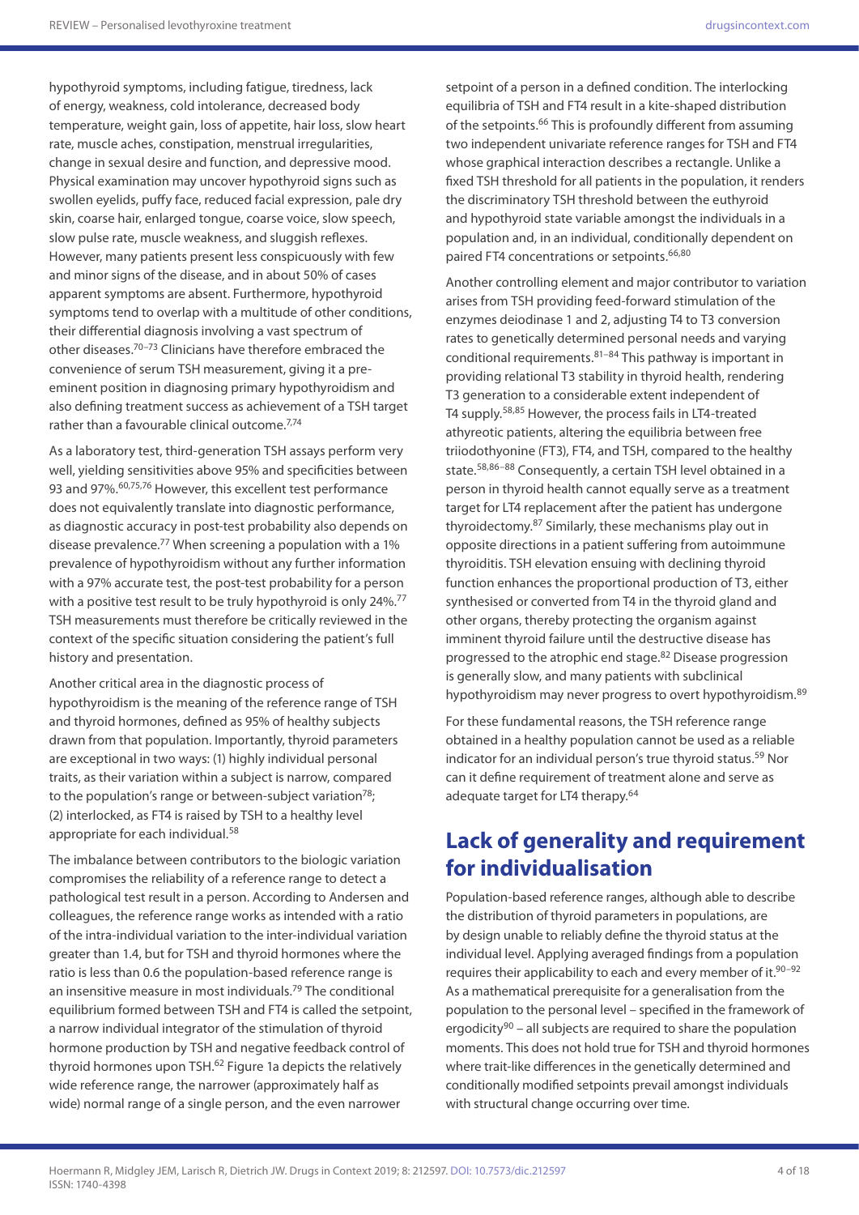hypothyroid symptoms, including fatigue, tiredness, lack of energy, weakness, cold intolerance, decreased body temperature, weight gain, loss of appetite, hair loss, slow heart rate, muscle aches, constipation, menstrual irregularities, change in sexual desire and function, and depressive mood. Physical examination may uncover hypothyroid signs such as swollen eyelids, puffy face, reduced facial expression, pale dry skin, coarse hair, enlarged tongue, coarse voice, slow speech, slow pulse rate, muscle weakness, and sluggish reflexes. However, many patients present less conspicuously with few and minor signs of the disease, and in about 50% of cases apparent symptoms are absent. Furthermore, hypothyroid symptoms tend to overlap with a multitude of other conditions, their differential diagnosis involving a vast spectrum of other diseases.[70–73] Clinicians have therefore embraced the convenience of serum TSH measurement, giving it a pre-eminent position in diagnosing primary hypothyroidism and also defining treatment success as achievement of a TSH target rather than a favourable clinical outcome.[7,74]

As a laboratory test, third-generation TSH assays perform very well, yielding sensitivities above 95% and specificities between 93 and 97%.[60,75,76] However, this excellent test performance does not equivalently translate into diagnostic performance, as diagnostic accuracy in post-test probability also depends on disease prevalence.[77] When screening a population with a 1% prevalence of hypothyroidism without any further information with a 97% accurate test, the post-test probability for a person with a positive test result to be truly hypothyroid is only 24%.[77] TSH measurements must therefore be critically reviewed in the context of the specific situation considering the patient's full history and presentation.

Another critical area in the diagnostic process of hypothyroidism is the meaning of the reference range of TSH and thyroid hormones, defined as 95% of healthy subjects drawn from that population. Importantly, thyroid parameters are exceptional in two ways: (1) highly individual personal traits, as their variation within a subject is narrow, compared to the population's range or between-subject variation[78]; (2) interlocked, as FT4 is raised by TSH to a healthy level appropriate for each individual.[58]

The imbalance between contributors to the biologic variation compromises the reliability of a reference range to detect a pathological test result in a person. According to Andersen and colleagues, the reference range works as intended with a ratio of the intra-individual variation to the inter-individual variation greater than 1.4, but for TSH and thyroid hormones where the ratio is less than 0.6 the population-based reference range is an insensitive measure in most individuals.[79] The conditional equilibrium formed between TSH and FT4 is called the setpoint, a narrow individual integrator of the stimulation of thyroid hormone production by TSH and negative feedback control of thyroid hormones upon TSH.[62] Figure 1a depicts the relatively wide reference range, the narrower (approximately half as wide) normal range of a single person, and the even narrower setpoint of a person in a defined condition. The interlocking equilibria of TSH and FT4 result in a kite-shaped distribution of the setpoints.[66] This is profoundly different from assuming two independent univariate reference ranges for TSH and FT4 whose graphical interaction describes a rectangle. Unlike a fixed TSH threshold for all patients in the population, it renders the discriminatory TSH threshold between the euthyroid and hypothyroid state variable amongst the individuals in a population and, in an individual, conditionally dependent on paired FT4 concentrations or setpoints.[66,80]

Another controlling element and major contributor to variation arises from TSH providing feed-forward stimulation of the enzymes deiodinase 1 and 2, adjusting T4 to T3 conversion rates to genetically determined personal needs and varying conditional requirements.[81–84] This pathway is important in providing relational T3 stability in thyroid health, rendering T3 generation to a considerable extent independent of T4 supply.[58,85] However, the process fails in LT4-treated athyreotic patients, altering the equilibria between free triiodothyonine (FT3), FT4, and TSH, compared to the healthy state.[58,86–88] Consequently, a certain TSH level obtained in a person in thyroid health cannot equally serve as a treatment target for LT4 replacement after the patient has undergone thyroidectomy.[87] Similarly, these mechanisms play out in opposite directions in a patient suffering from autoimmune thyroiditis. TSH elevation ensuing with declining thyroid function enhances the proportional production of T3, either synthesised or converted from T4 in the thyroid gland and other organs, thereby protecting the organism against imminent thyroid failure until the destructive disease has progressed to the atrophic end stage.[82] Disease progression is generally slow, and many patients with subclinical hypothyroidism may never progress to overt hypothyroidism.[89]

For these fundamental reasons, the TSH reference range obtained in a healthy population cannot be used as a reliable indicator for an individual person's true thyroid status.[59] Nor can it define requirement of treatment alone and serve as adequate target for LT4 therapy.[64]

## Lack of generality and requirement for individualisation

Population-based reference ranges, although able to describe the distribution of thyroid parameters in populations, are by design unable to reliably define the thyroid status at the individual level. Applying averaged findings from a population requires their applicability to each and every member of it.[90–92] As a mathematical prerequisite for a generalisation from the population to the personal level – specified in the framework of ergodicity[90] – all subjects are required to share the population moments. This does not hold true for TSH and thyroid hormones where trait-like differences in the genetically determined and conditionally modified setpoints prevail amongst individuals with structural change occurring over time.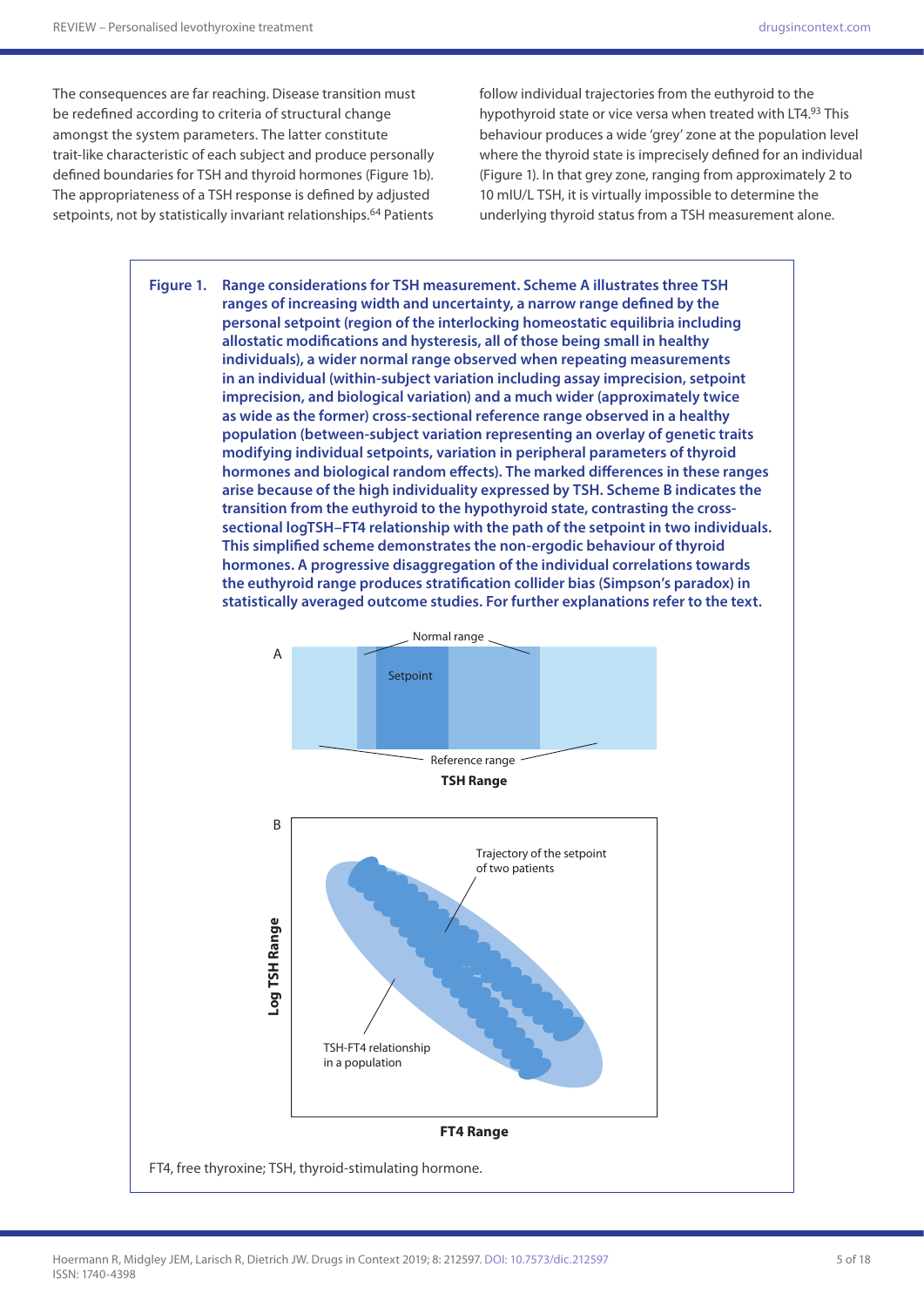The consequences are far reaching. Disease transition must be redefined according to criteria of structural change amongst the system parameters. The latter constitute trait-like characteristic of each subject and produce personally defined boundaries for TSH and thyroid hormones (Figure 1b). The appropriateness of a TSH response is defined by adjusted setpoints, not by statistically invariant relationships.[64] Patients follow individual trajectories from the euthyroid to the hypothyroid state or vice versa when treated with LT4.[93] This behaviour produces a wide 'grey' zone at the population level where the thyroid state is imprecisely defined for an individual (Figure 1). In that grey zone, ranging from approximately 2 to 10 mIU/L TSH, it is virtually impossible to determine the underlying thyroid status from a TSH measurement alone.

**Figure 1. Range considerations for TSH measurement. Scheme A illustrates three TSH ranges of increasing width and uncertainty, a narrow range defined by the personal setpoint (region of the interlocking homeostatic equilibria including allostatic modifications and hysteresis, all of those being small in healthy individuals), a wider normal range observed when repeating measurements in an individual (within-subject variation including assay imprecision, setpoint imprecision, and biological variation) and a much wider (approximately twice as wide as the former) cross-sectional reference range observed in a healthy population (between-subject variation representing an overlay of genetic traits modifying individual setpoints, variation in peripheral parameters of thyroid hormones and biological random effects). The marked differences in these ranges arise because of the high individuality expressed by TSH. Scheme B indicates the transition from the euthyroid to the hypothyroid state, contrasting the cross-sectional logTSH–FT4 relationship with the path of the setpoint in two individuals. This simplified scheme demonstrates the non-ergodic behaviour of thyroid hormones. A progressive disaggregation of the individual correlations towards the euthyroid range produces stratification collider bias (Simpson's paradox) in statistically averaged outcome studies. For further explanations refer to the text.**

FT4, free thyroxine; TSH, thyroid-stimulating hormone.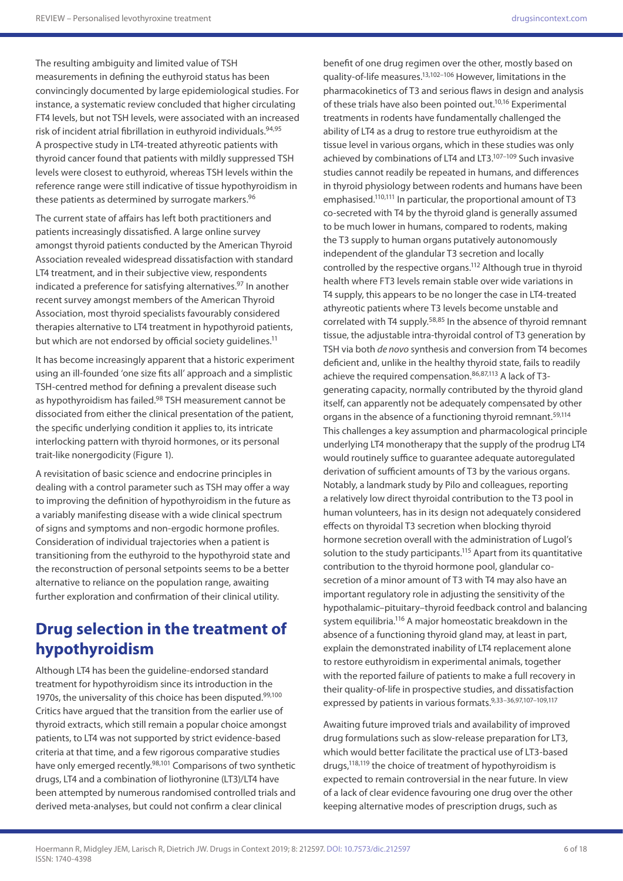The resulting ambiguity and limited value of TSH measurements in defining the euthyroid status has been convincingly documented by large epidemiological studies. For instance, a systematic review concluded that higher circulating FT4 levels, but not TSH levels, were associated with an increased risk of incident atrial fibrillation in euthyroid individuals.[94,95] A prospective study in LT4-treated athyreotic patients with thyroid cancer found that patients with mildly suppressed TSH levels were closest to euthyroid, whereas TSH levels within the reference range were still indicative of tissue hypothyroidism in these patients as determined by surrogate markers.[96]

The current state of affairs has left both practitioners and patients increasingly dissatisfied. A large online survey amongst thyroid patients conducted by the American Thyroid Association revealed widespread dissatisfaction with standard LT4 treatment, and in their subjective view, respondents indicated a preference for satisfying alternatives.[97] In another recent survey amongst members of the American Thyroid Association, most thyroid specialists favourably considered therapies alternative to LT4 treatment in hypothyroid patients, but which are not endorsed by official society guidelines.[11]

It has become increasingly apparent that a historic experiment using an ill-founded 'one size fits all' approach and a simplistic TSH-centred method for defining a prevalent disease such as hypothyroidism has failed.[98] TSH measurement cannot be dissociated from either the clinical presentation of the patient, the specific underlying condition it applies to, its intricate interlocking pattern with thyroid hormones, or its personal trait-like nonergodicity (Figure 1).

A revisitation of basic science and endocrine principles in dealing with a control parameter such as TSH may offer a way to improving the definition of hypothyroidism in the future as a variably manifesting disease with a wide clinical spectrum of signs and symptoms and non-ergodic hormone profiles. Consideration of individual trajectories when a patient is transitioning from the euthyroid to the hypothyroid state and the reconstruction of personal setpoints seems to be a better alternative to reliance on the population range, awaiting further exploration and confirmation of their clinical utility.

## Drug selection in the treatment of hypothyroidism

Although LT4 has been the guideline-endorsed standard treatment for hypothyroidism since its introduction in the 1970s, the universality of this choice has been disputed.[99,100] Critics have argued that the transition from the earlier use of thyroid extracts, which still remain a popular choice amongst patients, to LT4 was not supported by strict evidence-based criteria at that time, and a few rigorous comparative studies have only emerged recently.[98,101] Comparisons of two synthetic drugs, LT4 and a combination of liothyronine (LT3)/LT4 have been attempted by numerous randomised controlled trials and derived meta-analyses, but could not confirm a clear clinical benefit of one drug regimen over the other, mostly based on quality-of-life measures.[13,102–106] However, limitations in the pharmacokinetics of T3 and serious flaws in design and analysis of these trials have also been pointed out.[10,16] Experimental treatments in rodents have fundamentally challenged the ability of LT4 as a drug to restore true euthyroidism at the tissue level in various organs, which in these studies was only achieved by combinations of LT4 and LT3.[107–109] Such invasive studies cannot readily be repeated in humans, and differences in thyroid physiology between rodents and humans have been emphasised.[110,111] In particular, the proportional amount of T3 co-secreted with T4 by the thyroid gland is generally assumed to be much lower in humans, compared to rodents, making the T3 supply to human organs putatively autonomously independent of the glandular T3 secretion and locally controlled by the respective organs.[112] Although true in thyroid health where FT3 levels remain stable over wide variations in T4 supply, this appears to be no longer the case in LT4-treated athyreotic patients where T3 levels become unstable and correlated with T4 supply.[58,85] In the absence of thyroid remnant tissue, the adjustable intra-thyroidal control of T3 generation by TSH via both *de novo* synthesis and conversion from T4 becomes deficient and, unlike in the healthy thyroid state, fails to readily achieve the required compensation.[86,87,113] A lack of T3-generating capacity, normally contributed by the thyroid gland itself, can apparently not be adequately compensated by other organs in the absence of a functioning thyroid remnant.[59,114] This challenges a key assumption and pharmacological principle underlying LT4 monotherapy that the supply of the prodrug LT4 would routinely suffice to guarantee adequate autoregulated derivation of sufficient amounts of T3 by the various organs. Notably, a landmark study by Pilo and colleagues, reporting a relatively low direct thyroidal contribution to the T3 pool in human volunteers, has in its design not adequately considered effects on thyroidal T3 secretion when blocking thyroid hormone secretion overall with the administration of Lugol's solution to the study participants.[115] Apart from its quantitative contribution to the thyroid hormone pool, glandular co-secretion of a minor amount of T3 with T4 may also have an important regulatory role in adjusting the sensitivity of the hypothalamic–pituitary–thyroid feedback control and balancing system equilibria.[116] A major homeostatic breakdown in the absence of a functioning thyroid gland may, at least in part, explain the demonstrated inability of LT4 replacement alone to restore euthyroidism in experimental animals, together with the reported failure of patients to make a full recovery in their quality-of-life in prospective studies, and dissatisfaction expressed by patients in various formats.[9,33–36,97,107–109,117]

Awaiting future improved trials and availability of improved drug formulations such as slow-release preparation for LT3, which would better facilitate the practical use of LT3-based drugs,[118,119] the choice of treatment of hypothyroidism is expected to remain controversial in the near future. In view of a lack of clear evidence favouring one drug over the other keeping alternative modes of prescription drugs, such as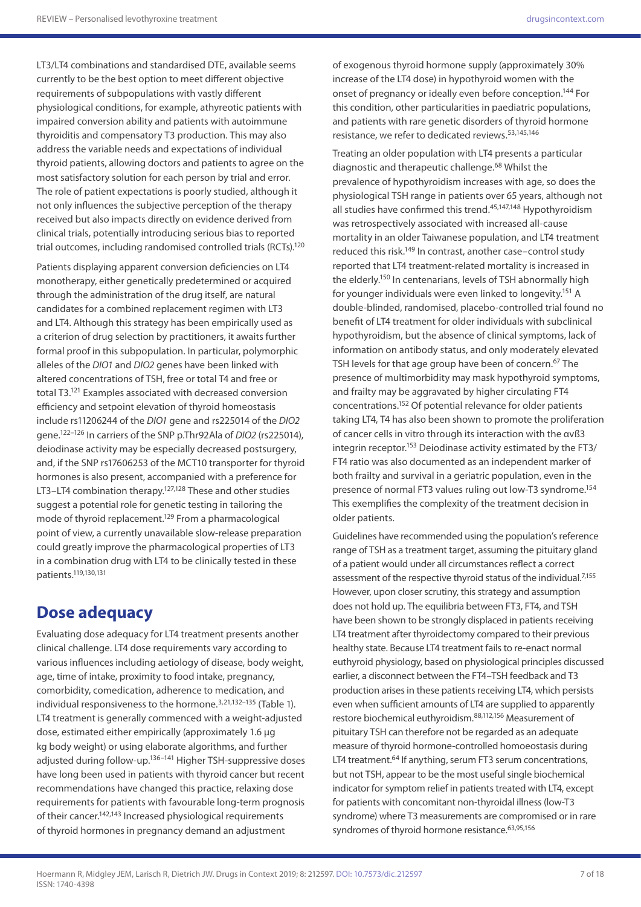LT3/LT4 combinations and standardised DTE, available seems currently to be the best option to meet different objective requirements of subpopulations with vastly different physiological conditions, for example, athyreotic patients with impaired conversion ability and patients with autoimmune thyroiditis and compensatory T3 production. This may also address the variable needs and expectations of individual thyroid patients, allowing doctors and patients to agree on the most satisfactory solution for each person by trial and error. The role of patient expectations is poorly studied, although it not only influences the subjective perception of the therapy received but also impacts directly on evidence derived from clinical trials, potentially introducing serious bias to reported trial outcomes, including randomised controlled trials (RCTs).[120]

Patients displaying apparent conversion deficiencies on LT4 monotherapy, either genetically predetermined or acquired through the administration of the drug itself, are natural candidates for a combined replacement regimen with LT3 and LT4. Although this strategy has been empirically used as a criterion of drug selection by practitioners, it awaits further formal proof in this subpopulation. In particular, polymorphic alleles of the *DIO1* and *DIO2* genes have been linked with altered concentrations of TSH, free or total T4 and free or total T3.[121] Examples associated with decreased conversion efficiency and setpoint elevation of thyroid homeostasis include rs11206244 of the *DIO1* gene and rs225014 of the *DIO2* gene.[122–126] In carriers of the SNP p.Thr92Ala of *DIO2* (rs225014), deiodinase activity may be especially decreased postsurgery, and, if the SNP rs17606253 of the MCT10 transporter for thyroid hormones is also present, accompanied with a preference for LT3–LT4 combination therapy.[127,128] These and other studies suggest a potential role for genetic testing in tailoring the mode of thyroid replacement.[129] From a pharmacological point of view, a currently unavailable slow-release preparation could greatly improve the pharmacological properties of LT3 in a combination drug with LT4 to be clinically tested in these patients.[119,130,131]

## Dose adequacy

Evaluating dose adequacy for LT4 treatment presents another clinical challenge. LT4 dose requirements vary according to various influences including aetiology of disease, body weight, age, time of intake, proximity to food intake, pregnancy, comorbidity, comedication, adherence to medication, and individual responsiveness to the hormone.[3,21,132–135] (Table 1). LT4 treatment is generally commenced with a weight-adjusted dose, estimated either empirically (approximately 1.6 µg kg body weight) or using elaborate algorithms, and further adjusted during follow-up.[136–141] Higher TSH-suppressive doses have long been used in patients with thyroid cancer but recent recommendations have changed this practice, relaxing dose requirements for patients with favourable long-term prognosis of their cancer.[142,143] Increased physiological requirements of thyroid hormones in pregnancy demand an adjustment of exogenous thyroid hormone supply (approximately 30% increase of the LT4 dose) in hypothyroid women with the onset of pregnancy or ideally even before conception.[144] For this condition, other particularities in paediatric populations, and patients with rare genetic disorders of thyroid hormone resistance, we refer to dedicated reviews.[53,145,146]

Treating an older population with LT4 presents a particular diagnostic and therapeutic challenge.[68] Whilst the prevalence of hypothyroidism increases with age, so does the physiological TSH range in patients over 65 years, although not all studies have confirmed this trend.[45,147,148] Hypothyroidism was retrospectively associated with increased all-cause mortality in an older Taiwanese population, and LT4 treatment reduced this risk.[149] In contrast, another case–control study reported that LT4 treatment-related mortality is increased in the elderly.[150] In centenarians, levels of TSH abnormally high for younger individuals were even linked to longevity.[151] A double-blinded, randomised, placebo-controlled trial found no benefit of LT4 treatment for older individuals with subclinical hypothyroidism, but the absence of clinical symptoms, lack of information on antibody status, and only moderately elevated TSH levels for that age group have been of concern.[67] The presence of multimorbidity may mask hypothyroid symptoms, and frailty may be aggravated by higher circulating FT4 concentrations.[152] Of potential relevance for older patients taking LT4, T4 has also been shown to promote the proliferation of cancer cells in vitro through its interaction with the αvß3 integrin receptor.[153] Deiodinase activity estimated by the FT3/FT4 ratio was also documented as an independent marker of both frailty and survival in a geriatric population, even in the presence of normal FT3 values ruling out low-T3 syndrome.[154] This exemplifies the complexity of the treatment decision in older patients.

Guidelines have recommended using the population's reference range of TSH as a treatment target, assuming the pituitary gland of a patient would under all circumstances reflect a correct assessment of the respective thyroid status of the individual.[7,155] However, upon closer scrutiny, this strategy and assumption does not hold up. The equilibria between FT3, FT4, and TSH have been shown to be strongly displaced in patients receiving LT4 treatment after thyroidectomy compared to their previous healthy state. Because LT4 treatment fails to re-enact normal euthyroid physiology, based on physiological principles discussed earlier, a disconnect between the FT4–TSH feedback and T3 production arises in these patients receiving LT4, which persists even when sufficient amounts of LT4 are supplied to apparently restore biochemical euthyroidism.[88,112,156] Measurement of pituitary TSH can therefore not be regarded as an adequate measure of thyroid hormone-controlled homoeostasis during LT4 treatment.[64] If anything, serum FT3 serum concentrations, but not TSH, appear to be the most useful single biochemical indicator for symptom relief in patients treated with LT4, except for patients with concomitant non-thyroidal illness (low-T3 syndrome) where T3 measurements are compromised or in rare syndromes of thyroid hormone resistance.[63,95,156]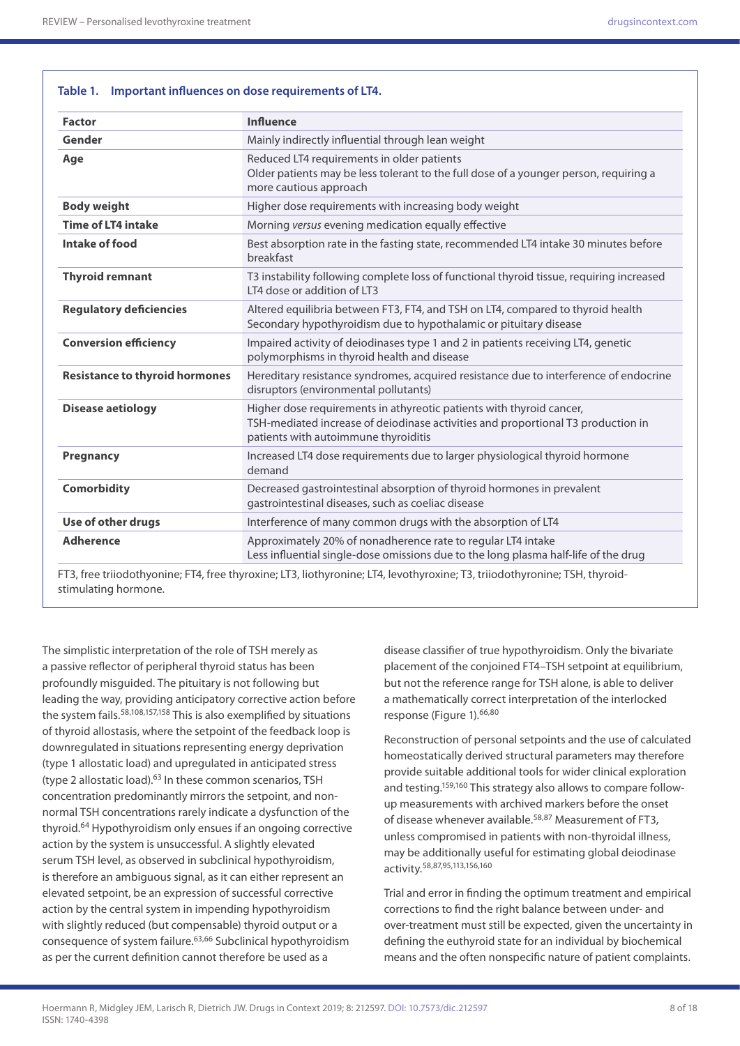**Table 1. Important influences on dose requirements of LT4.**

| Factor | Influence |
| --- | --- |
| **Gender** | Mainly indirectly influential through lean weight |
| **Age** | Reduced LT4 requirements in older patients<br>Older patients may be less tolerant to the full dose of a younger person, requiring a more cautious approach |
| **Body weight** | Higher dose requirements with increasing body weight |
| **Time of LT4 intake** | Morning *versus* evening medication equally effective |
| **Intake of food** | Best absorption rate in the fasting state, recommended LT4 intake 30 minutes before breakfast |
| **Thyroid remnant** | T3 instability following complete loss of functional thyroid tissue, requiring increased LT4 dose or addition of LT3 |
| **Regulatory deficiencies** | Altered equilibria between FT3, FT4, and TSH on LT4, compared to thyroid health<br>Secondary hypothyroidism due to hypothalamic or pituitary disease |
| **Conversion efficiency** | Impaired activity of deiodinases type 1 and 2 in patients receiving LT4, genetic polymorphisms in thyroid health and disease |
| **Resistance to thyroid hormones** | Hereditary resistance syndromes, acquired resistance due to interference of endocrine disruptors (environmental pollutants) |
| **Disease aetiology** | Higher dose requirements in athyreotic patients with thyroid cancer,<br>TSH-mediated increase of deiodinase activities and proportional T3 production in patients with autoimmune thyroiditis |
| **Pregnancy** | Increased LT4 dose requirements due to larger physiological thyroid hormone demand |
| **Comorbidity** | Decreased gastrointestinal absorption of thyroid hormones in prevalent gastrointestinal diseases, such as coeliac disease |
| **Use of other drugs** | Interference of many common drugs with the absorption of LT4 |
| **Adherence** | Approximately 20% of nonadherence rate to regular LT4 intake<br>Less influential single-dose omissions due to the long plasma half-life of the drug |

FT3, free triiodothyonine; FT4, free thyroxine; LT3, liothyronine; LT4, levothyroxine; T3, triiodothyronine; TSH, thyroid-stimulating hormone.

The simplistic interpretation of the role of TSH merely as a passive reflector of peripheral thyroid status has been profoundly misguided. The pituitary is not following but leading the way, providing anticipatory corrective action before the system fails.[58,108,157,158] This is also exemplified by situations of thyroid allostasis, where the setpoint of the feedback loop is downregulated in situations representing energy deprivation (type 1 allostatic load) and upregulated in anticipated stress (type 2 allostatic load).[63] In these common scenarios, TSH concentration predominantly mirrors the setpoint, and non-normal TSH concentrations rarely indicate a dysfunction of the thyroid.[64] Hypothyroidism only ensues if an ongoing corrective action by the system is unsuccessful. A slightly elevated serum TSH level, as observed in subclinical hypothyroidism, is therefore an ambiguous signal, as it can either represent an elevated setpoint, be an expression of successful corrective action by the central system in impending hypothyroidism with slightly reduced (but compensable) thyroid output or a consequence of system failure.[63,66] Subclinical hypothyroidism as per the current definition cannot therefore be used as a disease classifier of true hypothyroidism. Only the bivariate placement of the conjoined FT4–TSH setpoint at equilibrium, but not the reference range for TSH alone, is able to deliver a mathematically correct interpretation of the interlocked response (Figure 1).[66,80]

Reconstruction of personal setpoints and the use of calculated homeostatically derived structural parameters may therefore provide suitable additional tools for wider clinical exploration and testing.[159,160] This strategy also allows to compare follow-up measurements with archived markers before the onset of disease whenever available.[58,87] Measurement of FT3, unless compromised in patients with non-thyroidal illness, may be additionally useful for estimating global deiodinase activity.[58,87,95,113,156,160]

Trial and error in finding the optimum treatment and empirical corrections to find the right balance between under- and over-treatment must still be expected, given the uncertainty in defining the euthyroid state for an individual by biochemical means and the often nonspecific nature of patient complaints.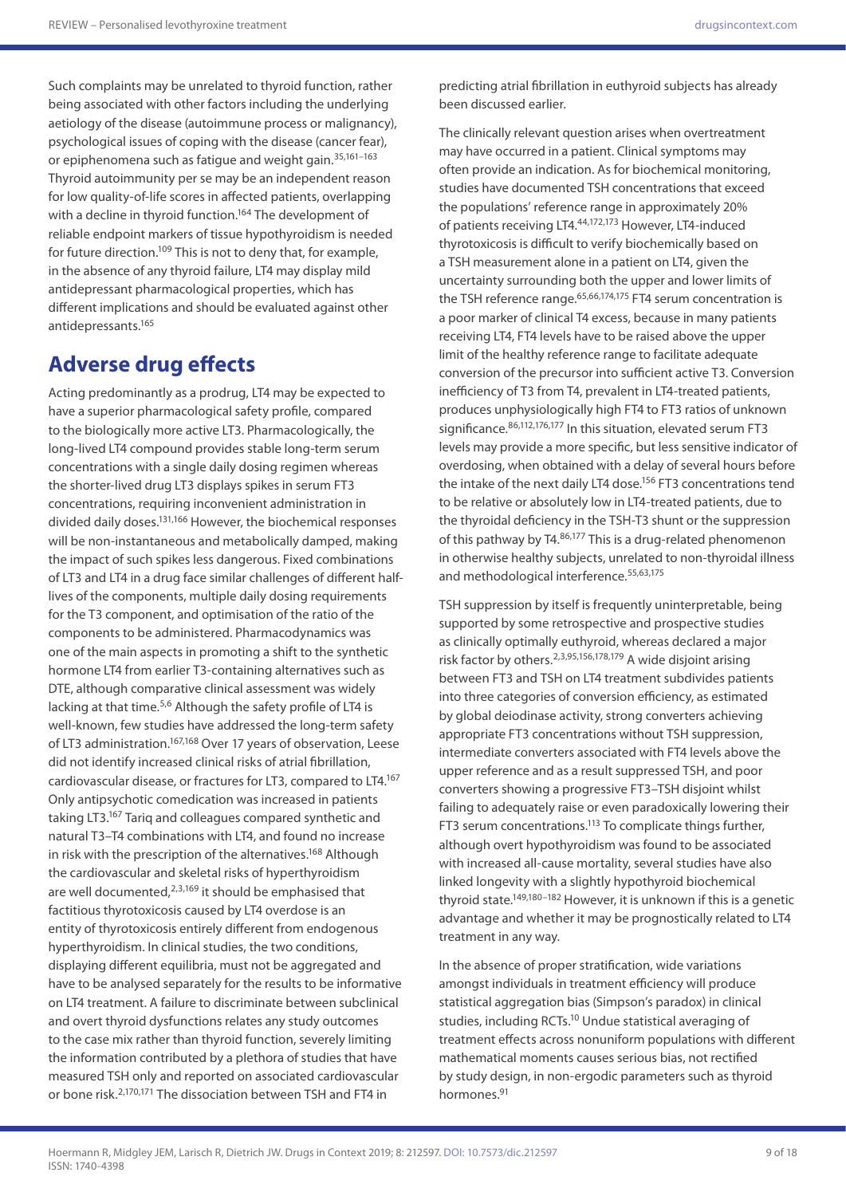Such complaints may be unrelated to thyroid function, rather being associated with other factors including the underlying aetiology of the disease (autoimmune process or malignancy), psychological issues of coping with the disease (cancer fear), or epiphenomena such as fatigue and weight gain.[35,161–163] Thyroid autoimmunity per se may be an independent reason for low quality-of-life scores in affected patients, overlapping with a decline in thyroid function.[164] The development of reliable endpoint markers of tissue hypothyroidism is needed for future direction.[109] This is not to deny that, for example, in the absence of any thyroid failure, LT4 may display mild antidepressant pharmacological properties, which has different implications and should be evaluated against other antidepressants.[165]

## Adverse drug effects

Acting predominantly as a prodrug, LT4 may be expected to have a superior pharmacological safety profile, compared to the biologically more active LT3. Pharmacologically, the long-lived LT4 compound provides stable long-term serum concentrations with a single daily dosing regimen whereas the shorter-lived drug LT3 displays spikes in serum FT3 concentrations, requiring inconvenient administration in divided daily doses.[131,166] However, the biochemical responses will be non-instantaneous and metabolically damped, making the impact of such spikes less dangerous. Fixed combinations of LT3 and LT4 in a drug face similar challenges of different half-lives of the components, multiple daily dosing requirements for the T3 component, and optimisation of the ratio of the components to be administered. Pharmacodynamics was one of the main aspects in promoting a shift to the synthetic hormone LT4 from earlier T3-containing alternatives such as DTE, although comparative clinical assessment was widely lacking at that time.[5,6] Although the safety profile of LT4 is well-known, few studies have addressed the long-term safety of LT3 administration.[167,168] Over 17 years of observation, Leese did not identify increased clinical risks of atrial fibrillation, cardiovascular disease, or fractures for LT3, compared to LT4.[167] Only antipsychotic comedication was increased in patients taking LT3.[167] Tariq and colleagues compared synthetic and natural T3–T4 combinations with LT4, and found no increase in risk with the prescription of the alternatives.[168] Although the cardiovascular and skeletal risks of hyperthyroidism are well documented,[2,3,169] it should be emphasised that factitious thyrotoxicosis caused by LT4 overdose is an entity of thyrotoxicosis entirely different from endogenous hyperthyroidism. In clinical studies, the two conditions, displaying different equilibria, must not be aggregated and have to be analysed separately for the results to be informative on LT4 treatment. A failure to discriminate between subclinical and overt thyroid dysfunctions relates any study outcomes to the case mix rather than thyroid function, severely limiting the information contributed by a plethora of studies that have measured TSH only and reported on associated cardiovascular or bone risk.[2,170,171] The dissociation between TSH and FT4 in predicting atrial fibrillation in euthyroid subjects has already been discussed earlier.

The clinically relevant question arises when overtreatment may have occurred in a patient. Clinical symptoms may often provide an indication. As for biochemical monitoring, studies have documented TSH concentrations that exceed the populations' reference range in approximately 20% of patients receiving LT4.[44,172,173] However, LT4-induced thyrotoxicosis is difficult to verify biochemically based on a TSH measurement alone in a patient on LT4, given the uncertainty surrounding both the upper and lower limits of the TSH reference range.[65,66,174,175] FT4 serum concentration is a poor marker of clinical T4 excess, because in many patients receiving LT4, FT4 levels have to be raised above the upper limit of the healthy reference range to facilitate adequate conversion of the precursor into sufficient active T3. Conversion inefficiency of T3 from T4, prevalent in LT4-treated patients, produces unphysiologically high FT4 to FT3 ratios of unknown significance.[86,112,176,177] In this situation, elevated serum FT3 levels may provide a more specific, but less sensitive indicator of overdosing, when obtained with a delay of several hours before the intake of the next daily LT4 dose.[156] FT3 concentrations tend to be relative or absolutely low in LT4-treated patients, due to the thyroidal deficiency in the TSH-T3 shunt or the suppression of this pathway by T4.[86,177] This is a drug-related phenomenon in otherwise healthy subjects, unrelated to non-thyroidal illness and methodological interference.[55,63,175]

TSH suppression by itself is frequently uninterpretable, being supported by some retrospective and prospective studies as clinically optimally euthyroid, whereas declared a major risk factor by others.[2,3,95,156,178,179] A wide disjoint arising between FT3 and TSH on LT4 treatment subdivides patients into three categories of conversion efficiency, as estimated by global deiodinase activity, strong converters achieving appropriate FT3 concentrations without TSH suppression, intermediate converters associated with FT4 levels above the upper reference and as a result suppressed TSH, and poor converters showing a progressive FT3–TSH disjoint whilst failing to adequately raise or even paradoxically lowering their FT3 serum concentrations.[113] To complicate things further, although overt hypothyroidism was found to be associated with increased all-cause mortality, several studies have also linked longevity with a slightly hypothyroid biochemical thyroid state.[149,180–182] However, it is unknown if this is a genetic advantage and whether it may be prognostically related to LT4 treatment in any way.

In the absence of proper stratification, wide variations amongst individuals in treatment efficiency will produce statistical aggregation bias (Simpson's paradox) in clinical studies, including RCTs.[10] Undue statistical averaging of treatment effects across nonuniform populations with different mathematical moments causes serious bias, not rectified by study design, in non-ergodic parameters such as thyroid hormones.[91]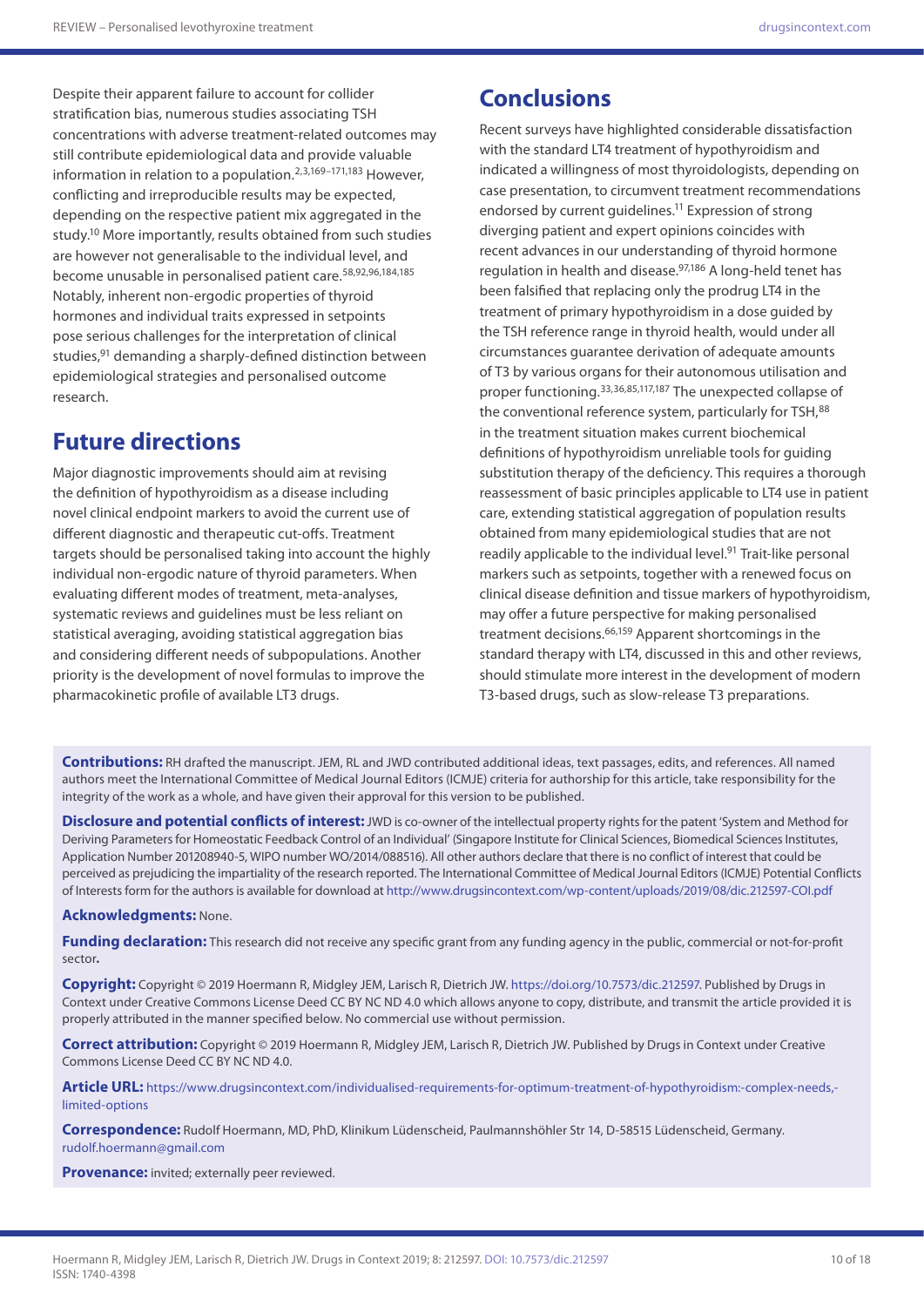Despite their apparent failure to account for collider stratification bias, numerous studies associating TSH concentrations with adverse treatment-related outcomes may still contribute epidemiological data and provide valuable information in relation to a population.[2,3,169–171,183] However, conflicting and irreproducible results may be expected, depending on the respective patient mix aggregated in the study.[10] More importantly, results obtained from such studies are however not generalisable to the individual level, and become unusable in personalised patient care.[58,92,96,184,185] Notably, inherent non-ergodic properties of thyroid hormones and individual traits expressed in setpoints pose serious challenges for the interpretation of clinical studies,[91] demanding a sharply-defined distinction between epidemiological strategies and personalised outcome research.

## Future directions

Major diagnostic improvements should aim at revising the definition of hypothyroidism as a disease including novel clinical endpoint markers to avoid the current use of different diagnostic and therapeutic cut-offs. Treatment targets should be personalised taking into account the highly individual non-ergodic nature of thyroid parameters. When evaluating different modes of treatment, meta-analyses, systematic reviews and guidelines must be less reliant on statistical averaging, avoiding statistical aggregation bias and considering different needs of subpopulations. Another priority is the development of novel formulas to improve the pharmacokinetic profile of available LT3 drugs.

## Conclusions

Recent surveys have highlighted considerable dissatisfaction with the standard LT4 treatment of hypothyroidism and indicated a willingness of most thyroidologists, depending on case presentation, to circumvent treatment recommendations endorsed by current guidelines.[11] Expression of strong diverging patient and expert opinions coincides with recent advances in our understanding of thyroid hormone regulation in health and disease.[97,186] A long-held tenet has been falsified that replacing only the prodrug LT4 in the treatment of primary hypothyroidism in a dose guided by the TSH reference range in thyroid health, would under all circumstances guarantee derivation of adequate amounts of T3 by various organs for their autonomous utilisation and proper functioning.[33,36,85,117,187] The unexpected collapse of the conventional reference system, particularly for TSH,[88] in the treatment situation makes current biochemical definitions of hypothyroidism unreliable tools for guiding substitution therapy of the deficiency. This requires a thorough reassessment of basic principles applicable to LT4 use in patient care, extending statistical aggregation of population results obtained from many epidemiological studies that are not readily applicable to the individual level.[91] Trait-like personal markers such as setpoints, together with a renewed focus on clinical disease definition and tissue markers of hypothyroidism, may offer a future perspective for making personalised treatment decisions.[66,159] Apparent shortcomings in the standard therapy with LT4, discussed in this and other reviews, should stimulate more interest in the development of modern T3-based drugs, such as slow-release T3 preparations.

**Contributions:** RH drafted the manuscript. JEM, RL and JWD contributed additional ideas, text passages, edits, and references. All named authors meet the International Committee of Medical Journal Editors (ICMJE) criteria for authorship for this article, take responsibility for the integrity of the work as a whole, and have given their approval for this version to be published.

**Disclosure and potential conflicts of interest:** JWD is co-owner of the intellectual property rights for the patent 'System and Method for Deriving Parameters for Homeostatic Feedback Control of an Individual' (Singapore Institute for Clinical Sciences, Biomedical Sciences Institutes, Application Number 201208940-5, WIPO number WO/2014/088516). All other authors declare that there is no conflict of interest that could be perceived as prejudicing the impartiality of the research reported. The International Committee of Medical Journal Editors (ICMJE) Potential Conflicts of Interests form for the authors is available for download at http://www.drugsincontext.com/wp-content/uploads/2019/08/dic.212597-COI.pdf

**Acknowledgments:** None.

**Funding declaration:** This research did not receive any specific grant from any funding agency in the public, commercial or not-for-profit sector**.**

**Copyright:** Copyright © 2019 Hoermann R, Midgley JEM, Larisch R, Dietrich JW. https://doi.org/10.7573/dic.212597. Published by Drugs in Context under Creative Commons License Deed CC BY NC ND 4.0 which allows anyone to copy, distribute, and transmit the article provided it is properly attributed in the manner specified below. No commercial use without permission.

**Correct attribution:** Copyright © 2019 Hoermann R, Midgley JEM, Larisch R, Dietrich JW. Published by Drugs in Context under Creative Commons License Deed CC BY NC ND 4.0.

**Article URL:** https://www.drugsincontext.com/individualised-requirements-for-optimum-treatment-of-hypothyroidism:-complex-needs,-limited-options

**Correspondence:** Rudolf Hoermann, MD, PhD, Klinikum Lüdenscheid, Paulmannshöhler Str 14, D-58515 Lüdenscheid, Germany. rudolf.hoermann@gmail.com

**Provenance:** invited; externally peer reviewed.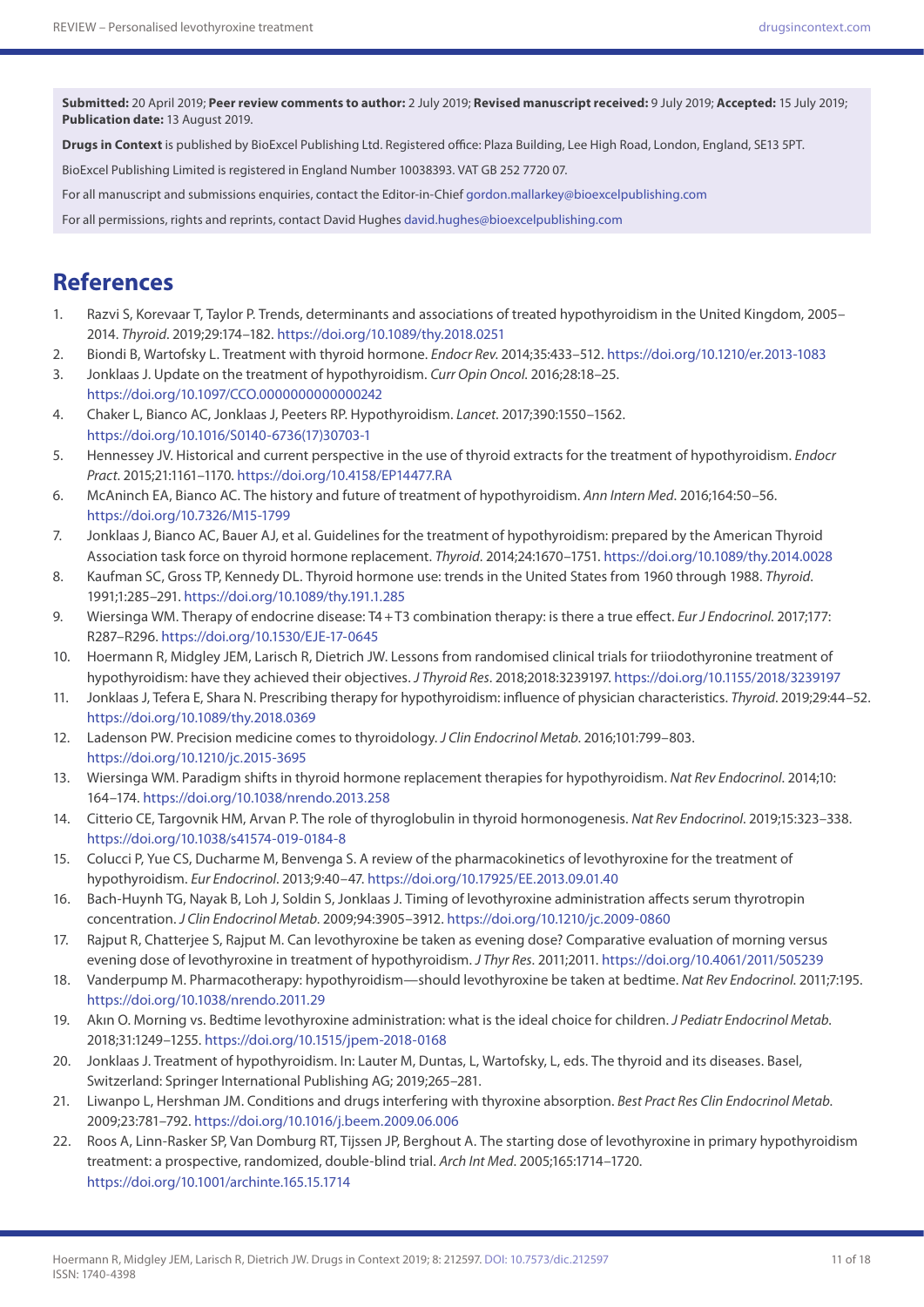**Submitted:** 20 April 2019; **Peer review comments to author:** 2 July 2019; **Revised manuscript received:** 9 July 2019; **Accepted:** 15 July 2019; **Publication date:** 13 August 2019.

**Drugs in Context** is published by BioExcel Publishing Ltd. Registered office: Plaza Building, Lee High Road, London, England, SE13 5PT.

BioExcel Publishing Limited is registered in England Number 10038393. VAT GB 252 7720 07.

For all manuscript and submissions enquiries, contact the Editor-in-Chief gordon.mallarkey@bioexcelpublishing.com

For all permissions, rights and reprints, contact David Hughes david.hughes@bioexcelpublishing.com

## References

1. Razvi S, Korevaar T, Taylor P. Trends, determinants and associations of treated hypothyroidism in the United Kingdom, 2005–2014. *Thyroid*. 2019;29:174–182. https://doi.org/10.1089/thy.2018.0251
2. Biondi B, Wartofsky L. Treatment with thyroid hormone. *Endocr Rev*. 2014;35:433–512. https://doi.org/10.1210/er.2013-1083
3. Jonklaas J. Update on the treatment of hypothyroidism. *Curr Opin Oncol*. 2016;28:18–25. https://doi.org/10.1097/CCO.0000000000000242
4. Chaker L, Bianco AC, Jonklaas J, Peeters RP. Hypothyroidism. *Lancet*. 2017;390:1550–1562. https://doi.org/10.1016/S0140-6736(17)30703-1
5. Hennessey JV. Historical and current perspective in the use of thyroid extracts for the treatment of hypothyroidism. *Endocr Pract*. 2015;21:1161–1170. https://doi.org/10.4158/EP14477.RA
6. McAninch EA, Bianco AC. The history and future of treatment of hypothyroidism. *Ann Intern Med*. 2016;164:50–56. https://doi.org/10.7326/M15-1799
7. Jonklaas J, Bianco AC, Bauer AJ, et al. Guidelines for the treatment of hypothyroidism: prepared by the American Thyroid Association task force on thyroid hormone replacement. *Thyroid*. 2014;24:1670–1751. https://doi.org/10.1089/thy.2014.0028
8. Kaufman SC, Gross TP, Kennedy DL. Thyroid hormone use: trends in the United States from 1960 through 1988. *Thyroid*. 1991;1:285–291. https://doi.org/10.1089/thy.191.1.285
9. Wiersinga WM. Therapy of endocrine disease: T4+T3 combination therapy: is there a true effect. *Eur J Endocrinol*. 2017;177: R287–R296. https://doi.org/10.1530/EJE-17-0645
10. Hoermann R, Midgley JEM, Larisch R, Dietrich JW. Lessons from randomised clinical trials for triiodothyronine treatment of hypothyroidism: have they achieved their objectives. *J Thyroid Res*. 2018;2018:3239197. https://doi.org/10.1155/2018/3239197
11. Jonklaas J, Tefera E, Shara N. Prescribing therapy for hypothyroidism: influence of physician characteristics. *Thyroid*. 2019;29:44–52. https://doi.org/10.1089/thy.2018.0369
12. Ladenson PW. Precision medicine comes to thyroidology. *J Clin Endocrinol Metab*. 2016;101:799–803. https://doi.org/10.1210/jc.2015-3695
13. Wiersinga WM. Paradigm shifts in thyroid hormone replacement therapies for hypothyroidism. *Nat Rev Endocrinol*. 2014;10: 164–174. https://doi.org/10.1038/nrendo.2013.258
14. Citterio CE, Targovnik HM, Arvan P. The role of thyroglobulin in thyroid hormonogenesis. *Nat Rev Endocrinol*. 2019;15:323–338. https://doi.org/10.1038/s41574-019-0184-8
15. Colucci P, Yue CS, Ducharme M, Benvenga S. A review of the pharmacokinetics of levothyroxine for the treatment of hypothyroidism. *Eur Endocrinol*. 2013;9:40–47. https://doi.org/10.17925/EE.2013.09.01.40
16. Bach-Huynh TG, Nayak B, Loh J, Soldin S, Jonklaas J. Timing of levothyroxine administration affects serum thyrotropin concentration. *J Clin Endocrinol Metab*. 2009;94:3905–3912. https://doi.org/10.1210/jc.2009-0860
17. Rajput R, Chatterjee S, Rajput M. Can levothyroxine be taken as evening dose? Comparative evaluation of morning versus evening dose of levothyroxine in treatment of hypothyroidism. *J Thyr Res*. 2011;2011. https://doi.org/10.4061/2011/505239
18. Vanderpump M. Pharmacotherapy: hypothyroidism—should levothyroxine be taken at bedtime. *Nat Rev Endocrinol*. 2011;7:195. https://doi.org/10.1038/nrendo.2011.29
19. Akın O. Morning vs. Bedtime levothyroxine administration: what is the ideal choice for children. *J Pediatr Endocrinol Metab*. 2018;31:1249–1255. https://doi.org/10.1515/jpem-2018-0168
20. Jonklaas J. Treatment of hypothyroidism. In: Lauter M, Duntas, L, Wartofsky, L, eds. The thyroid and its diseases. Basel, Switzerland: Springer International Publishing AG; 2019;265–281.
21. Liwanpo L, Hershman JM. Conditions and drugs interfering with thyroxine absorption. *Best Pract Res Clin Endocrinol Metab*. 2009;23:781–792. https://doi.org/10.1016/j.beem.2009.06.006
22. Roos A, Linn-Rasker SP, Van Domburg RT, Tijssen JP, Berghout A. The starting dose of levothyroxine in primary hypothyroidism treatment: a prospective, randomized, double-blind trial. *Arch Int Med*. 2005;165:1714–1720. https://doi.org/10.1001/archinte.165.15.1714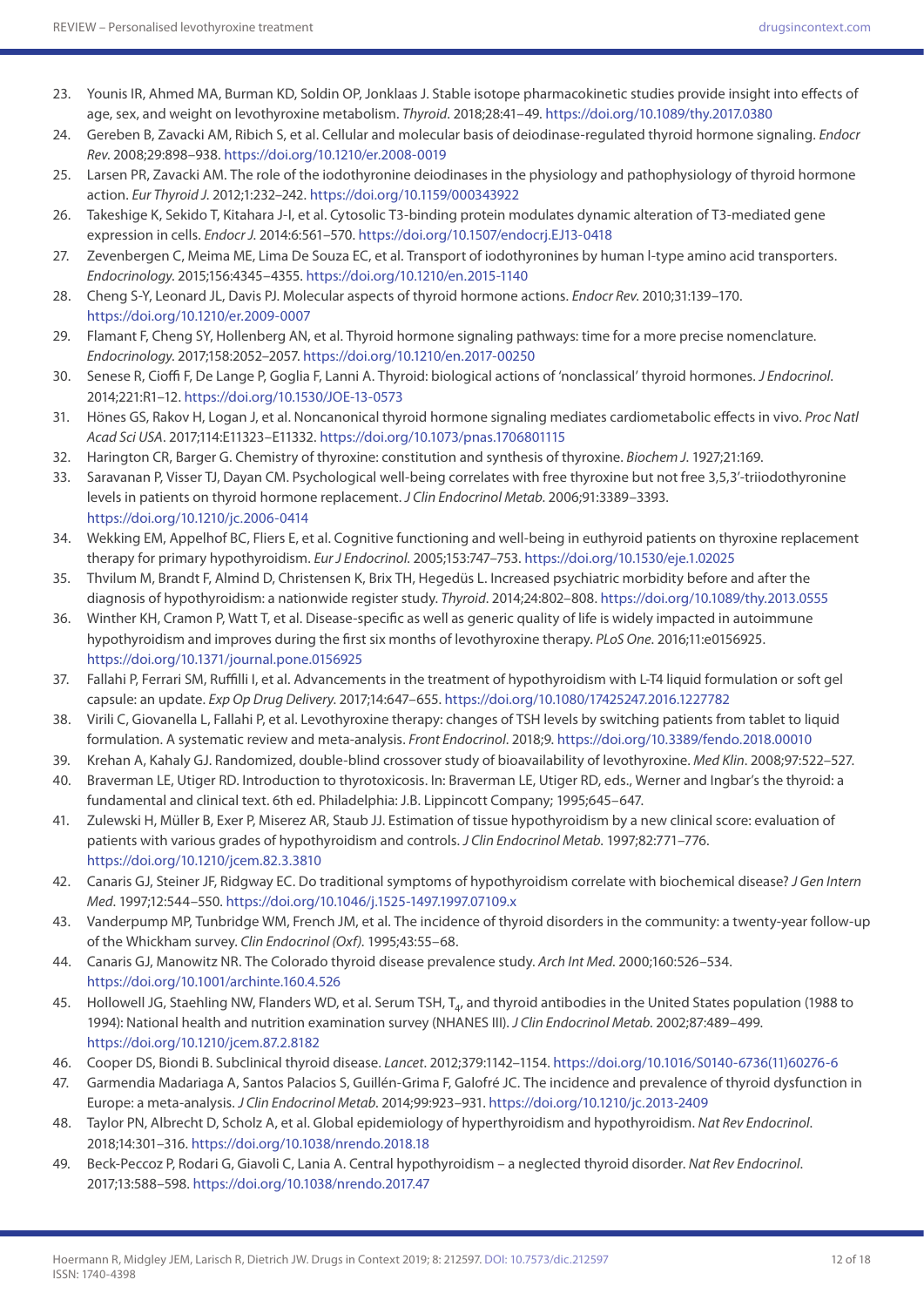23. Younis IR, Ahmed MA, Burman KD, Soldin OP, Jonklaas J. Stable isotope pharmacokinetic studies provide insight into effects of age, sex, and weight on levothyroxine metabolism. *Thyroid*. 2018;28:41–49. https://doi.org/10.1089/thy.2017.0380
24. Gereben B, Zavacki AM, Ribich S, et al. Cellular and molecular basis of deiodinase-regulated thyroid hormone signaling. *Endocr Rev*. 2008;29:898–938. https://doi.org/10.1210/er.2008-0019
25. Larsen PR, Zavacki AM. The role of the iodothyronine deiodinases in the physiology and pathophysiology of thyroid hormone action. *Eur Thyroid J*. 2012;1:232–242. https://doi.org/10.1159/000343922
26. Takeshige K, Sekido T, Kitahara J-I, et al. Cytosolic T3-binding protein modulates dynamic alteration of T3-mediated gene expression in cells. *Endocr J*. 2014:6:561–570. https://doi.org/10.1507/endocrj.EJ13-0418
27. Zevenbergen C, Meima ME, Lima De Souza EC, et al. Transport of iodothyronines by human l-type amino acid transporters. *Endocrinology*. 2015;156:4345–4355. https://doi.org/10.1210/en.2015-1140
28. Cheng S-Y, Leonard JL, Davis PJ. Molecular aspects of thyroid hormone actions. *Endocr Rev*. 2010;31:139–170. https://doi.org/10.1210/er.2009-0007
29. Flamant F, Cheng SY, Hollenberg AN, et al. Thyroid hormone signaling pathways: time for a more precise nomenclature. *Endocrinology*. 2017;158:2052–2057. https://doi.org/10.1210/en.2017-00250
30. Senese R, Cioffi F, De Lange P, Goglia F, Lanni A. Thyroid: biological actions of 'nonclassical' thyroid hormones. *J Endocrinol*. 2014;221:R1–12. https://doi.org/10.1530/JOE-13-0573
31. Hönes GS, Rakov H, Logan J, et al. Noncanonical thyroid hormone signaling mediates cardiometabolic effects in vivo. *Proc Natl Acad Sci USA*. 2017;114:E11323–E11332. https://doi.org/10.1073/pnas.1706801115
32. Harington CR, Barger G. Chemistry of thyroxine: constitution and synthesis of thyroxine. *Biochem J*. 1927;21:169.
33. Saravanan P, Visser TJ, Dayan CM. Psychological well-being correlates with free thyroxine but not free 3,5,3'-triiodothyronine levels in patients on thyroid hormone replacement. *J Clin Endocrinol Metab*. 2006;91:3389–3393. https://doi.org/10.1210/jc.2006-0414
34. Wekking EM, Appelhof BC, Fliers E, et al. Cognitive functioning and well-being in euthyroid patients on thyroxine replacement therapy for primary hypothyroidism. *Eur J Endocrinol*. 2005;153:747–753. https://doi.org/10.1530/eje.1.02025
35. Thvilum M, Brandt F, Almind D, Christensen K, Brix TH, Hegedüs L. Increased psychiatric morbidity before and after the diagnosis of hypothyroidism: a nationwide register study. *Thyroid*. 2014;24:802–808. https://doi.org/10.1089/thy.2013.0555
36. Winther KH, Cramon P, Watt T, et al. Disease-specific as well as generic quality of life is widely impacted in autoimmune hypothyroidism and improves during the first six months of levothyroxine therapy. *PLoS One*. 2016;11:e0156925. https://doi.org/10.1371/journal.pone.0156925
37. Fallahi P, Ferrari SM, Ruffilli I, et al. Advancements in the treatment of hypothyroidism with L-T4 liquid formulation or soft gel capsule: an update. *Exp Op Drug Delivery*. 2017;14:647–655. https://doi.org/10.1080/17425247.2016.1227782
38. Virili C, Giovanella L, Fallahi P, et al. Levothyroxine therapy: changes of TSH levels by switching patients from tablet to liquid formulation. A systematic review and meta-analysis. *Front Endocrinol*. 2018;9. https://doi.org/10.3389/fendo.2018.00010
39. Krehan A, Kahaly GJ. Randomized, double-blind crossover study of bioavailability of levothyroxine. *Med Klin*. 2008;97:522–527.
40. Braverman LE, Utiger RD. Introduction to thyrotoxicosis. In: Braverman LE, Utiger RD, eds., Werner and Ingbar's the thyroid: a fundamental and clinical text. 6th ed. Philadelphia: J.B. Lippincott Company; 1995;645–647.
41. Zulewski H, Müller B, Exer P, Miserez AR, Staub JJ. Estimation of tissue hypothyroidism by a new clinical score: evaluation of patients with various grades of hypothyroidism and controls. *J Clin Endocrinol Metab*. 1997;82:771–776. https://doi.org/10.1210/jcem.82.3.3810
42. Canaris GJ, Steiner JF, Ridgway EC. Do traditional symptoms of hypothyroidism correlate with biochemical disease? *J Gen Intern Med*. 1997;12:544–550. https://doi.org/10.1046/j.1525-1497.1997.07109.x
43. Vanderpump MP, Tunbridge WM, French JM, et al. The incidence of thyroid disorders in the community: a twenty-year follow-up of the Whickham survey. *Clin Endocrinol (Oxf)*. 1995;43:55–68.
44. Canaris GJ, Manowitz NR. The Colorado thyroid disease prevalence study. *Arch Int Med*. 2000;160:526–534. https://doi.org/10.1001/archinte.160.4.526
45. Hollowell JG, Staehling NW, Flanders WD, et al. Serum TSH, $T_4$, and thyroid antibodies in the United States population (1988 to 1994): National health and nutrition examination survey (NHANES III). *J Clin Endocrinol Metab*. 2002;87:489–499. https://doi.org/10.1210/jcem.87.2.8182
46. Cooper DS, Biondi B. Subclinical thyroid disease. *Lancet*. 2012;379:1142–1154. https://doi.org/10.1016/S0140-6736(11)60276-6
47. Garmendia Madariaga A, Santos Palacios S, Guillén-Grima F, Galofré JC. The incidence and prevalence of thyroid dysfunction in Europe: a meta-analysis. *J Clin Endocrinol Metab*. 2014;99:923–931. https://doi.org/10.1210/jc.2013-2409
48. Taylor PN, Albrecht D, Scholz A, et al. Global epidemiology of hyperthyroidism and hypothyroidism. *Nat Rev Endocrinol*. 2018;14:301–316. https://doi.org/10.1038/nrendo.2018.18
49. Beck-Peccoz P, Rodari G, Giavoli C, Lania A. Central hypothyroidism – a neglected thyroid disorder. *Nat Rev Endocrinol*. 2017;13:588–598. https://doi.org/10.1038/nrendo.2017.47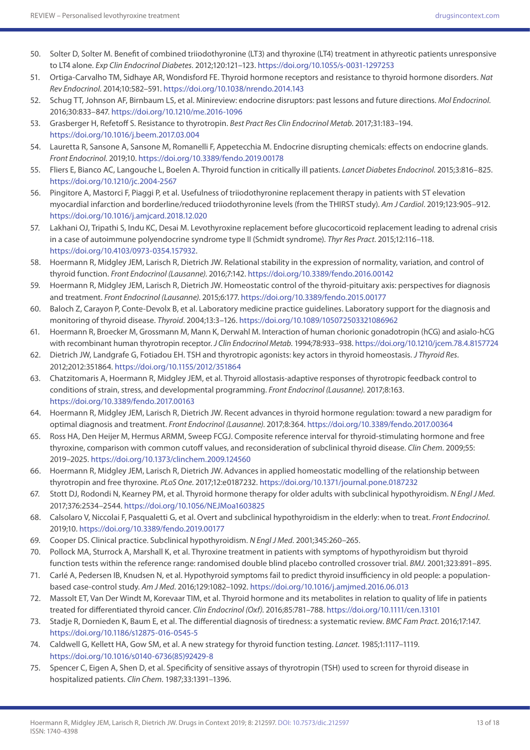50. Solter D, Solter M. Benefit of combined triiodothyronine (LT3) and thyroxine (LT4) treatment in athyreotic patients unresponsive to LT4 alone. *Exp Clin Endocrinol Diabetes*. 2012;120:121–123. https://doi.org/10.1055/s-0031-1297253
51. Ortiga-Carvalho TM, Sidhaye AR, Wondisford FE. Thyroid hormone receptors and resistance to thyroid hormone disorders. *Nat Rev Endocrinol*. 2014;10:582–591. https://doi.org/10.1038/nrendo.2014.143
52. Schug TT, Johnson AF, Birnbaum LS, et al. Minireview: endocrine disruptors: past lessons and future directions. *Mol Endocrinol*. 2016;30:833–847. https://doi.org/10.1210/me.2016-1096
53. Grasberger H, Refetoff S. Resistance to thyrotropin. *Best Pract Res Clin Endocrinol Metab*. 2017;31:183–194. https://doi.org/10.1016/j.beem.2017.03.004
54. Lauretta R, Sansone A, Sansone M, Romanelli F, Appetecchia M. Endocrine disrupting chemicals: effects on endocrine glands. *Front Endocrinol*. 2019;10. https://doi.org/10.3389/fendo.2019.00178
55. Fliers E, Bianco AC, Langouche L, Boelen A. Thyroid function in critically ill patients. *Lancet Diabetes Endocrinol*. 2015;3:816–825. https://doi.org/10.1210/jc.2004-2567
56. Pingitore A, Mastorci F, Piaggi P, et al. Usefulness of triiodothyronine replacement therapy in patients with ST elevation myocardial infarction and borderline/reduced triiodothyronine levels (from the THIRST study). *Am J Cardiol*. 2019;123:905–912. https://doi.org/10.1016/j.amjcard.2018.12.020
57. Lakhani OJ, Tripathi S, Indu KC, Desai M. Levothyroxine replacement before glucocorticoid replacement leading to adrenal crisis in a case of autoimmune polyendocrine syndrome type II (Schmidt syndrome). *Thyr Res Pract*. 2015;12:116–118. https://doi.org/10.4103/0973-0354.157932.
58. Hoermann R, Midgley JEM, Larisch R, Dietrich JW. Relational stability in the expression of normality, variation, and control of thyroid function. *Front Endocrinol (Lausanne)*. 2016;7:142. https://doi.org/10.3389/fendo.2016.00142
59. Hoermann R, Midgley JEM, Larisch R, Dietrich JW. Homeostatic control of the thyroid-pituitary axis: perspectives for diagnosis and treatment. *Front Endocrinol (Lausanne)*. 2015;6:177. https://doi.org/10.3389/fendo.2015.00177
60. Baloch Z, Carayon P, Conte-Devolx B, et al. Laboratory medicine practice guidelines. Laboratory support for the diagnosis and monitoring of thyroid disease. *Thyroid*. 2004;13:3–126. https://doi.org/10.1089/105072503321086962
61. Hoermann R, Broecker M, Grossmann M, Mann K, Derwahl M. Interaction of human chorionic gonadotropin (hCG) and asialo-hCG with recombinant human thyrotropin receptor. *J Clin Endocrinol Metab*. 1994;78:933–938. https://doi.org/10.1210/jcem.78.4.8157724
62. Dietrich JW, Landgrafe G, Fotiadou EH. TSH and thyrotropic agonists: key actors in thyroid homeostasis. *J Thyroid Res*. 2012;2012:351864. https://doi.org/10.1155/2012/351864
63. Chatzitomaris A, Hoermann R, Midgley JEM, et al. Thyroid allostasis-adaptive responses of thyrotropic feedback control to conditions of strain, stress, and developmental programming. *Front Endocrinol (Lausanne)*. 2017;8:163. https://doi.org/10.3389/fendo.2017.00163
64. Hoermann R, Midgley JEM, Larisch R, Dietrich JW. Recent advances in thyroid hormone regulation: toward a new paradigm for optimal diagnosis and treatment. *Front Endocrinol (Lausanne)*. 2017;8:364. https://doi.org/10.3389/fendo.2017.00364
65. Ross HA, Den Heijer M, Hermus ARMM, Sweep FCGJ. Composite reference interval for thyroid-stimulating hormone and free thyroxine, comparison with common cutoff values, and reconsideration of subclinical thyroid disease. *Clin Chem*. 2009;55: 2019–2025. https://doi.org/10.1373/clinchem.2009.124560
66. Hoermann R, Midgley JEM, Larisch R, Dietrich JW. Advances in applied homeostatic modelling of the relationship between thyrotropin and free thyroxine. *PLoS One*. 2017;12:e0187232. https://doi.org/10.1371/journal.pone.0187232
67. Stott DJ, Rodondi N, Kearney PM, et al. Thyroid hormone therapy for older adults with subclinical hypothyroidism. *N Engl J Med*. 2017;376:2534–2544. https://doi.org/10.1056/NEJMoa1603825
68. Calsolaro V, Niccolai F, Pasqualetti G, et al. Overt and subclinical hypothyroidism in the elderly: when to treat. *Front Endocrinol*. 2019;10. https://doi.org/10.3389/fendo.2019.00177
69. Cooper DS. Clinical practice. Subclinical hypothyroidism. *N Engl J Med*. 2001;345:260–265.
70. Pollock MA, Sturrock A, Marshall K, et al. Thyroxine treatment in patients with symptoms of hypothyroidism but thyroid function tests within the reference range: randomised double blind placebo controlled crossover trial. *BMJ*. 2001;323:891–895.
71. Carlé A, Pedersen IB, Knudsen N, et al. Hypothyroid symptoms fail to predict thyroid insufficiency in old people: a population-based case-control study. *Am J Med*. 2016;129:1082–1092. https://doi.org/10.1016/j.amjmed.2016.06.013
72. Massolt ET, Van Der Windt M, Korevaar TIM, et al. Thyroid hormone and its metabolites in relation to quality of life in patients treated for differentiated thyroid cancer. *Clin Endocrinol (Oxf)*. 2016;85:781–788. https://doi.org/10.1111/cen.13101
73. Stadje R, Dornieden K, Baum E, et al. The differential diagnosis of tiredness: a systematic review. *BMC Fam Pract*. 2016;17:147. https://doi.org/10.1186/s12875-016-0545-5
74. Caldwell G, Kellett HA, Gow SM, et al. A new strategy for thyroid function testing. *Lancet*. 1985;1:1117–1119. https://doi.org/10.1016/s0140-6736(85)92429-8
75. Spencer C, Eigen A, Shen D, et al. Specificity of sensitive assays of thyrotropin (TSH) used to screen for thyroid disease in hospitalized patients. *Clin Chem*. 1987;33:1391–1396.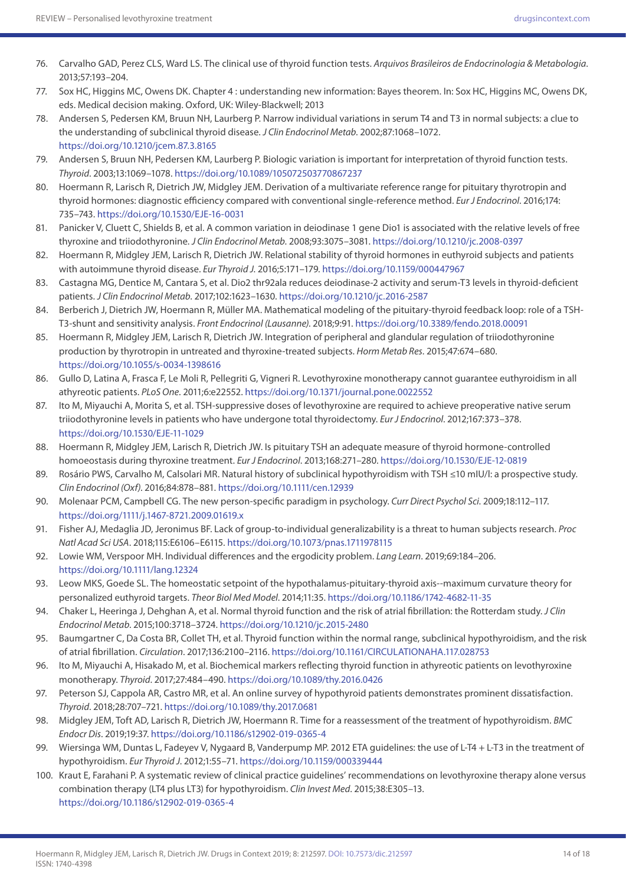76. Carvalho GAD, Perez CLS, Ward LS. The clinical use of thyroid function tests. *Arquivos Brasileiros de Endocrinologia & Metabologia*. 2013;57:193–204.
77. Sox HC, Higgins MC, Owens DK. Chapter 4 : understanding new information: Bayes theorem. In: Sox HC, Higgins MC, Owens DK, eds. Medical decision making. Oxford, UK: Wiley-Blackwell; 2013
78. Andersen S, Pedersen KM, Bruun NH, Laurberg P. Narrow individual variations in serum T4 and T3 in normal subjects: a clue to the understanding of subclinical thyroid disease. *J Clin Endocrinol Metab*. 2002;87:1068–1072. https://doi.org/10.1210/jcem.87.3.8165
79. Andersen S, Bruun NH, Pedersen KM, Laurberg P. Biologic variation is important for interpretation of thyroid function tests. *Thyroid*. 2003;13:1069–1078. https://doi.org/10.1089/105072503770867237
80. Hoermann R, Larisch R, Dietrich JW, Midgley JEM. Derivation of a multivariate reference range for pituitary thyrotropin and thyroid hormones: diagnostic efficiency compared with conventional single-reference method. *Eur J Endocrinol*. 2016;174: 735–743. https://doi.org/10.1530/EJE-16-0031
81. Panicker V, Cluett C, Shields B, et al. A common variation in deiodinase 1 gene Dio1 is associated with the relative levels of free thyroxine and triiodothyronine. *J Clin Endocrinol Metab*. 2008;93:3075–3081. https://doi.org/10.1210/jc.2008-0397
82. Hoermann R, Midgley JEM, Larisch R, Dietrich JW. Relational stability of thyroid hormones in euthyroid subjects and patients with autoimmune thyroid disease. *Eur Thyroid J*. 2016;5:171–179. https://doi.org/10.1159/000447967
83. Castagna MG, Dentice M, Cantara S, et al. Dio2 thr92ala reduces deiodinase-2 activity and serum-T3 levels in thyroid-deficient patients. *J Clin Endocrinol Metab*. 2017;102:1623–1630. https://doi.org/10.1210/jc.2016-2587
84. Berberich J, Dietrich JW, Hoermann R, Müller MA. Mathematical modeling of the pituitary-thyroid feedback loop: role of a TSH-T3-shunt and sensitivity analysis. *Front Endocrinol (Lausanne)*. 2018;9:91. https://doi.org/10.3389/fendo.2018.00091
85. Hoermann R, Midgley JEM, Larisch R, Dietrich JW. Integration of peripheral and glandular regulation of triiodothyronine production by thyrotropin in untreated and thyroxine-treated subjects. *Horm Metab Res*. 2015;47:674–680. https://doi.org/10.1055/s-0034-1398616
86. Gullo D, Latina A, Frasca F, Le Moli R, Pellegriti G, Vigneri R. Levothyroxine monotherapy cannot guarantee euthyroidism in all athyreotic patients. *PLoS One*. 2011;6:e22552. https://doi.org/10.1371/journal.pone.0022552
87. Ito M, Miyauchi A, Morita S, et al. TSH-suppressive doses of levothyroxine are required to achieve preoperative native serum triiodothyronine levels in patients who have undergone total thyroidectomy. *Eur J Endocrinol*. 2012;167:373–378. https://doi.org/10.1530/EJE-11-1029
88. Hoermann R, Midgley JEM, Larisch R, Dietrich JW. Is pituitary TSH an adequate measure of thyroid hormone-controlled homoeostasis during thyroxine treatment. *Eur J Endocrinol*. 2013;168:271–280. https://doi.org/10.1530/EJE-12-0819
89. Rosário PWS, Carvalho M, Calsolari MR. Natural history of subclinical hypothyroidism with TSH ≤10 mIU/l: a prospective study. *Clin Endocrinol (Oxf)*. 2016;84:878–881. https://doi.org/10.1111/cen.12939
90. Molenaar PCM, Campbell CG. The new person-specific paradigm in psychology. *Curr Direct Psychol Sci*. 2009;18:112–117. https://doi.org/10.1111/j.1467-8721.2009.01619.x
91. Fisher AJ, Medaglia JD, Jeronimus BF. Lack of group-to-individual generalizability is a threat to human subjects research. *Proc Natl Acad Sci USA*. 2018;115:E6106–E6115. https://doi.org/10.1073/pnas.1711978115
92. Lowie WM, Verspoor MH. Individual differences and the ergodicity problem. *Lang Learn*. 2019;69:184–206. https://doi.org/10.1111/lang.12324
93. Leow MKS, Goede SL. The homeostatic setpoint of the hypothalamus-pituitary-thyroid axis--maximum curvature theory for personalized euthyroid targets. *Theor Biol Med Model*. 2014;11:35. https://doi.org/10.1186/1742-4682-11-35
94. Chaker L, Heeringa J, Dehghan A, et al. Normal thyroid function and the risk of atrial fibrillation: the Rotterdam study. *J Clin Endocrinol Metab*. 2015;100:3718–3724. https://doi.org/10.1210/jc.2015-2480
95. Baumgartner C, Da Costa BR, Collet TH, et al. Thyroid function within the normal range, subclinical hypothyroidism, and the risk of atrial fibrillation. *Circulation*. 2017;136:2100–2116. https://doi.org/10.1161/CIRCULATIONAHA.117.028753
96. Ito M, Miyauchi A, Hisakado M, et al. Biochemical markers reflecting thyroid function in athyreotic patients on levothyroxine monotherapy. *Thyroid*. 2017;27:484–490. https://doi.org/10.1089/thy.2016.0426
97. Peterson SJ, Cappola AR, Castro MR, et al. An online survey of hypothyroid patients demonstrates prominent dissatisfaction. *Thyroid*. 2018;28:707–721. https://doi.org/10.1089/thy.2017.0681
98. Midgley JEM, Toft AD, Larisch R, Dietrich JW, Hoermann R. Time for a reassessment of the treatment of hypothyroidism. *BMC Endocr Dis*. 2019;19:37. https://doi.org/10.1186/s12902-019-0365-4
99. Wiersinga WM, Duntas L, Fadeyev V, Nygaard B, Vanderpump MP. 2012 ETA guidelines: the use of L-T4 + L-T3 in the treatment of hypothyroidism. *Eur Thyroid J*. 2012;1:55–71. https://doi.org/10.1159/000339444
100. Kraut E, Farahani P. A systematic review of clinical practice guidelines' recommendations on levothyroxine therapy alone versus combination therapy (LT4 plus LT3) for hypothyroidism. *Clin Invest Med*. 2015;38:E305–13. https://doi.org/10.1186/s12902-019-0365-4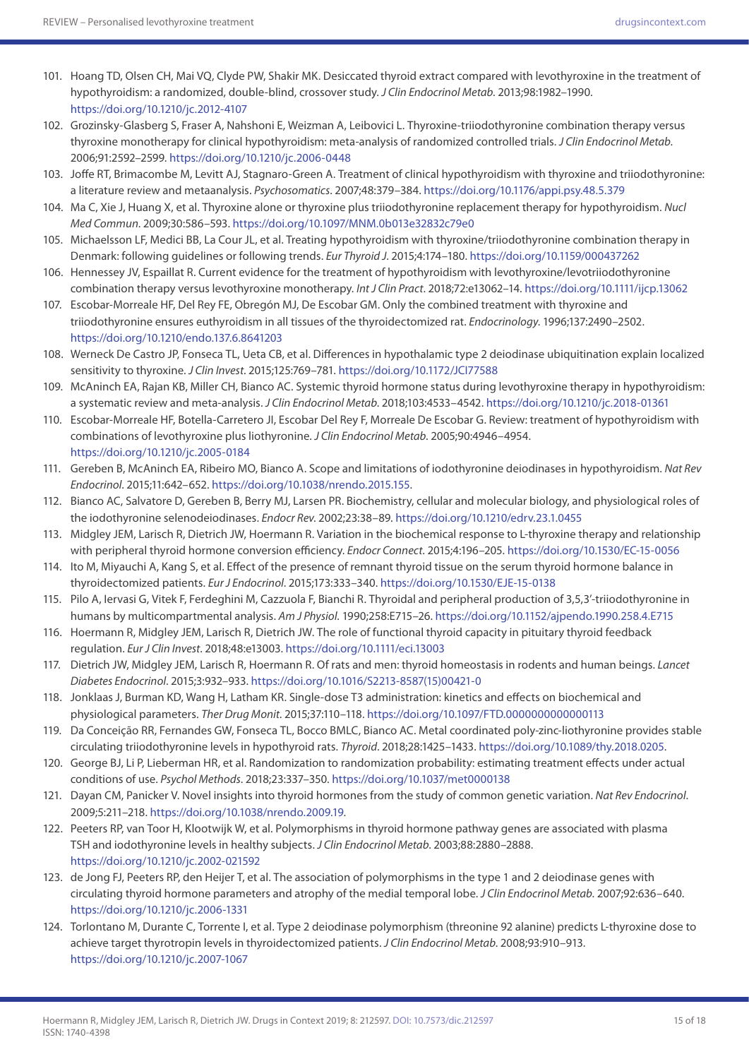101. Hoang TD, Olsen CH, Mai VQ, Clyde PW, Shakir MK. Desiccated thyroid extract compared with levothyroxine in the treatment of hypothyroidism: a randomized, double-blind, crossover study. *J Clin Endocrinol Metab*. 2013;98:1982–1990. https://doi.org/10.1210/jc.2012-4107
102. Grozinsky-Glasberg S, Fraser A, Nahshoni E, Weizman A, Leibovici L. Thyroxine-triiodothyronine combination therapy versus thyroxine monotherapy for clinical hypothyroidism: meta-analysis of randomized controlled trials. *J Clin Endocrinol Metab*. 2006;91:2592–2599. https://doi.org/10.1210/jc.2006-0448
103. Joffe RT, Brimacombe M, Levitt AJ, Stagnaro-Green A. Treatment of clinical hypothyroidism with thyroxine and triiodothyronine: a literature review and metaanalysis. *Psychosomatics*. 2007;48:379–384. https://doi.org/10.1176/appi.psy.48.5.379
104. Ma C, Xie J, Huang X, et al. Thyroxine alone or thyroxine plus triiodothyronine replacement therapy for hypothyroidism. *Nucl Med Commun*. 2009;30:586–593. https://doi.org/10.1097/MNM.0b013e32832c79e0
105. Michaelsson LF, Medici BB, La Cour JL, et al. Treating hypothyroidism with thyroxine/triiodothyronine combination therapy in Denmark: following guidelines or following trends. *Eur Thyroid J*. 2015;4:174–180. https://doi.org/10.1159/000437262
106. Hennessey JV, Espaillat R. Current evidence for the treatment of hypothyroidism with levothyroxine/levotriiodothyronine combination therapy versus levothyroxine monotherapy. *Int J Clin Pract*. 2018;72:e13062–14. https://doi.org/10.1111/ijcp.13062
107. Escobar-Morreale HF, Del Rey FE, Obregón MJ, De Escobar GM. Only the combined treatment with thyroxine and triiodothyronine ensures euthyroidism in all tissues of the thyroidectomized rat. *Endocrinology*. 1996;137:2490–2502. https://doi.org/10.1210/endo.137.6.8641203
108. Werneck De Castro JP, Fonseca TL, Ueta CB, et al. Differences in hypothalamic type 2 deiodinase ubiquitination explain localized sensitivity to thyroxine. *J Clin Invest*. 2015;125:769–781. https://doi.org/10.1172/JCI77588
109. McAninch EA, Rajan KB, Miller CH, Bianco AC. Systemic thyroid hormone status during levothyroxine therapy in hypothyroidism: a systematic review and meta-analysis. *J Clin Endocrinol Metab*. 2018;103:4533–4542. https://doi.org/10.1210/jc.2018-01361
110. Escobar-Morreale HF, Botella-Carretero JI, Escobar Del Rey F, Morreale De Escobar G. Review: treatment of hypothyroidism with combinations of levothyroxine plus liothyronine. *J Clin Endocrinol Metab*. 2005;90:4946–4954. https://doi.org/10.1210/jc.2005-0184
111. Gereben B, McAninch EA, Ribeiro MO, Bianco A. Scope and limitations of iodothyronine deiodinases in hypothyroidism. *Nat Rev Endocrinol*. 2015;11:642–652. https://doi.org/10.1038/nrendo.2015.155.
112. Bianco AC, Salvatore D, Gereben B, Berry MJ, Larsen PR. Biochemistry, cellular and molecular biology, and physiological roles of the iodothyronine selenodeiodinases. *Endocr Rev*. 2002;23:38–89. https://doi.org/10.1210/edrv.23.1.0455
113. Midgley JEM, Larisch R, Dietrich JW, Hoermann R. Variation in the biochemical response to L-thyroxine therapy and relationship with peripheral thyroid hormone conversion efficiency. *Endocr Connect*. 2015;4:196–205. https://doi.org/10.1530/EC-15-0056
114. Ito M, Miyauchi A, Kang S, et al. Effect of the presence of remnant thyroid tissue on the serum thyroid hormone balance in thyroidectomized patients. *Eur J Endocrinol*. 2015;173:333–340. https://doi.org/10.1530/EJE-15-0138
115. Pilo A, Iervasi G, Vitek F, Ferdeghini M, Cazzuola F, Bianchi R. Thyroidal and peripheral production of 3,5,3′-triiodothyronine in humans by multicompartmental analysis. *Am J Physiol*. 1990;258:E715–26. https://doi.org/10.1152/ajpendo.1990.258.4.E715
116. Hoermann R, Midgley JEM, Larisch R, Dietrich JW. The role of functional thyroid capacity in pituitary thyroid feedback regulation. *Eur J Clin Invest*. 2018;48:e13003. https://doi.org/10.1111/eci.13003
117. Dietrich JW, Midgley JEM, Larisch R, Hoermann R. Of rats and men: thyroid homeostasis in rodents and human beings. *Lancet Diabetes Endocrinol*. 2015;3:932–933. https://doi.org/10.1016/S2213-8587(15)00421-0
118. Jonklaas J, Burman KD, Wang H, Latham KR. Single-dose T3 administration: kinetics and effects on biochemical and physiological parameters. *Ther Drug Monit*. 2015;37:110–118. https://doi.org/10.1097/FTD.0000000000000113
119. Da Conceição RR, Fernandes GW, Fonseca TL, Bocco BMLC, Bianco AC. Metal coordinated poly-zinc-liothyronine provides stable circulating triiodothyronine levels in hypothyroid rats. *Thyroid*. 2018;28:1425–1433. https://doi.org/10.1089/thy.2018.0205.
120. George BJ, Li P, Lieberman HR, et al. Randomization to randomization probability: estimating treatment effects under actual conditions of use. *Psychol Methods*. 2018;23:337–350. https://doi.org/10.1037/met0000138
121. Dayan CM, Panicker V. Novel insights into thyroid hormones from the study of common genetic variation. *Nat Rev Endocrinol*. 2009;5:211–218. https://doi.org/10.1038/nrendo.2009.19.
122. Peeters RP, van Toor H, Klootwijk W, et al. Polymorphisms in thyroid hormone pathway genes are associated with plasma TSH and iodothyronine levels in healthy subjects. *J Clin Endocrinol Metab*. 2003;88:2880–2888. https://doi.org/10.1210/jc.2002-021592
123. de Jong FJ, Peeters RP, den Heijer T, et al. The association of polymorphisms in the type 1 and 2 deiodinase genes with circulating thyroid hormone parameters and atrophy of the medial temporal lobe. *J Clin Endocrinol Metab*. 2007;92:636–640. https://doi.org/10.1210/jc.2006-1331
124. Torlontano M, Durante C, Torrente I, et al. Type 2 deiodinase polymorphism (threonine 92 alanine) predicts L-thyroxine dose to achieve target thyrotropin levels in thyroidectomized patients. *J Clin Endocrinol Metab*. 2008;93:910–913. https://doi.org/10.1210/jc.2007-1067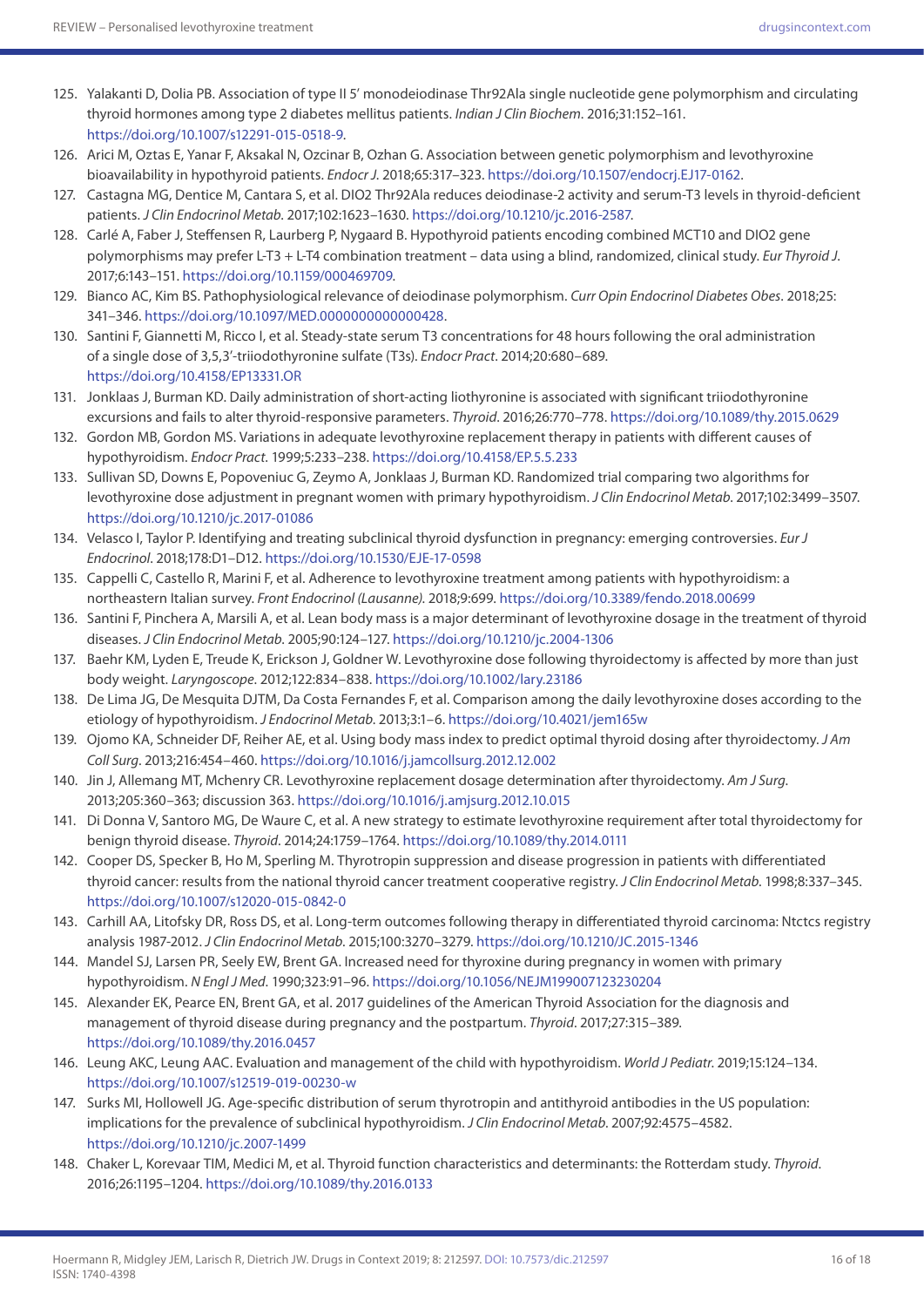125. Yalakanti D, Dolia PB. Association of type II 5′ monodeiodinase Thr92Ala single nucleotide gene polymorphism and circulating thyroid hormones among type 2 diabetes mellitus patients. *Indian J Clin Biochem*. 2016;31:152–161. https://doi.org/10.1007/s12291-015-0518-9.
126. Arici M, Oztas E, Yanar F, Aksakal N, Ozcinar B, Ozhan G. Association between genetic polymorphism and levothyroxine bioavailability in hypothyroid patients. *Endocr J*. 2018;65:317–323. https://doi.org/10.1507/endocrj.EJ17-0162.
127. Castagna MG, Dentice M, Cantara S, et al. DIO2 Thr92Ala reduces deiodinase-2 activity and serum-T3 levels in thyroid-deficient patients. *J Clin Endocrinol Metab*. 2017;102:1623–1630. https://doi.org/10.1210/jc.2016-2587.
128. Carlé A, Faber J, Steffensen R, Laurberg P, Nygaard B. Hypothyroid patients encoding combined MCT10 and DIO2 gene polymorphisms may prefer L-T3 + L-T4 combination treatment – data using a blind, randomized, clinical study. *Eur Thyroid J*. 2017;6:143–151. https://doi.org/10.1159/000469709.
129. Bianco AC, Kim BS. Pathophysiological relevance of deiodinase polymorphism. *Curr Opin Endocrinol Diabetes Obes*. 2018;25: 341–346. https://doi.org/10.1097/MED.0000000000000428.
130. Santini F, Giannetti M, Ricco I, et al. Steady-state serum T3 concentrations for 48 hours following the oral administration of a single dose of 3,5,3′-triiodothyronine sulfate (T3s). *Endocr Pract*. 2014;20:680–689. https://doi.org/10.4158/EP13331.OR
131. Jonklaas J, Burman KD. Daily administration of short-acting liothyronine is associated with significant triiodothyronine excursions and fails to alter thyroid-responsive parameters. *Thyroid*. 2016;26:770–778. https://doi.org/10.1089/thy.2015.0629
132. Gordon MB, Gordon MS. Variations in adequate levothyroxine replacement therapy in patients with different causes of hypothyroidism. *Endocr Pract*. 1999;5:233–238. https://doi.org/10.4158/EP.5.5.233
133. Sullivan SD, Downs E, Popoveniuc G, Zeymo A, Jonklaas J, Burman KD. Randomized trial comparing two algorithms for levothyroxine dose adjustment in pregnant women with primary hypothyroidism. *J Clin Endocrinol Metab*. 2017;102:3499–3507. https://doi.org/10.1210/jc.2017-01086
134. Velasco I, Taylor P. Identifying and treating subclinical thyroid dysfunction in pregnancy: emerging controversies. *Eur J Endocrinol*. 2018;178:D1–D12. https://doi.org/10.1530/EJE-17-0598
135. Cappelli C, Castello R, Marini F, et al. Adherence to levothyroxine treatment among patients with hypothyroidism: a northeastern Italian survey. *Front Endocrinol (Lausanne)*. 2018;9:699. https://doi.org/10.3389/fendo.2018.00699
136. Santini F, Pinchera A, Marsili A, et al. Lean body mass is a major determinant of levothyroxine dosage in the treatment of thyroid diseases. *J Clin Endocrinol Metab*. 2005;90:124–127. https://doi.org/10.1210/jc.2004-1306
137. Baehr KM, Lyden E, Treude K, Erickson J, Goldner W. Levothyroxine dose following thyroidectomy is affected by more than just body weight. *Laryngoscope*. 2012;122:834–838. https://doi.org/10.1002/lary.23186
138. De Lima JG, De Mesquita DJTM, Da Costa Fernandes F, et al. Comparison among the daily levothyroxine doses according to the etiology of hypothyroidism. *J Endocrinol Metab*. 2013;3:1–6. https://doi.org/10.4021/jem165w
139. Ojomo KA, Schneider DF, Reiher AE, et al. Using body mass index to predict optimal thyroid dosing after thyroidectomy. *J Am Coll Surg*. 2013;216:454–460. https://doi.org/10.1016/j.jamcollsurg.2012.12.002
140. Jin J, Allemang MT, Mchenry CR. Levothyroxine replacement dosage determination after thyroidectomy. *Am J Surg*. 2013;205:360–363; discussion 363. https://doi.org/10.1016/j.amjsurg.2012.10.015
141. Di Donna V, Santoro MG, De Waure C, et al. A new strategy to estimate levothyroxine requirement after total thyroidectomy for benign thyroid disease. *Thyroid*. 2014;24:1759–1764. https://doi.org/10.1089/thy.2014.0111
142. Cooper DS, Specker B, Ho M, Sperling M. Thyrotropin suppression and disease progression in patients with differentiated thyroid cancer: results from the national thyroid cancer treatment cooperative registry. *J Clin Endocrinol Metab*. 1998;8:337–345. https://doi.org/10.1007/s12020-015-0842-0
143. Carhill AA, Litofsky DR, Ross DS, et al. Long-term outcomes following therapy in differentiated thyroid carcinoma: Ntctcs registry analysis 1987-2012. *J Clin Endocrinol Metab*. 2015;100:3270–3279. https://doi.org/10.1210/JC.2015-1346
144. Mandel SJ, Larsen PR, Seely EW, Brent GA. Increased need for thyroxine during pregnancy in women with primary hypothyroidism. *N Engl J Med*. 1990;323:91–96. https://doi.org/10.1056/NEJM199007123230204
145. Alexander EK, Pearce EN, Brent GA, et al. 2017 guidelines of the American Thyroid Association for the diagnosis and management of thyroid disease during pregnancy and the postpartum. *Thyroid*. 2017;27:315–389. https://doi.org/10.1089/thy.2016.0457
146. Leung AKC, Leung AAC. Evaluation and management of the child with hypothyroidism. *World J Pediatr*. 2019;15:124–134. https://doi.org/10.1007/s12519-019-00230-w
147. Surks MI, Hollowell JG. Age-specific distribution of serum thyrotropin and antithyroid antibodies in the US population: implications for the prevalence of subclinical hypothyroidism. *J Clin Endocrinol Metab*. 2007;92:4575–4582. https://doi.org/10.1210/jc.2007-1499
148. Chaker L, Korevaar TIM, Medici M, et al. Thyroid function characteristics and determinants: the Rotterdam study. *Thyroid*. 2016;26:1195–1204. https://doi.org/10.1089/thy.2016.0133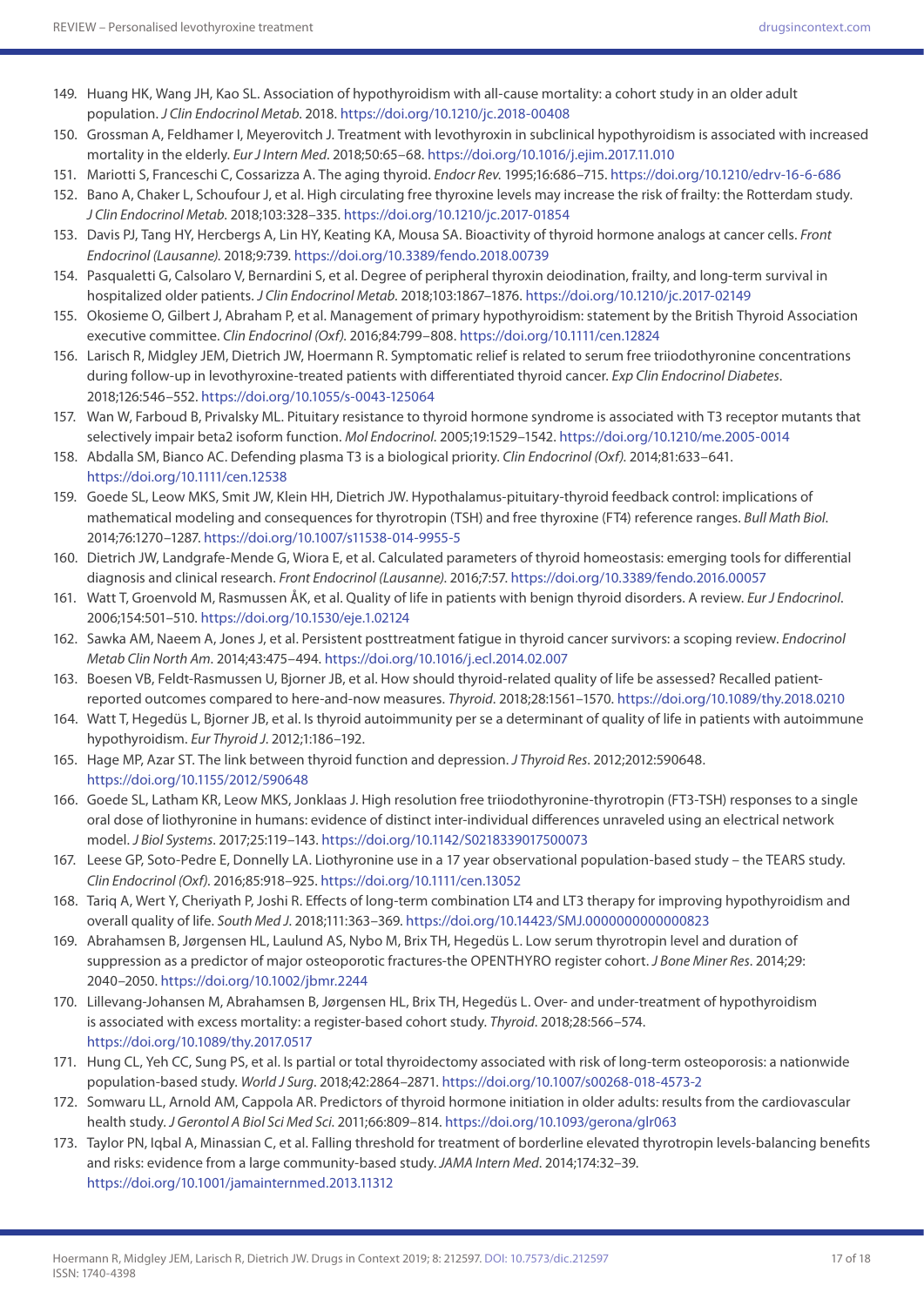149. Huang HK, Wang JH, Kao SL. Association of hypothyroidism with all-cause mortality: a cohort study in an older adult population. *J Clin Endocrinol Metab*. 2018. https://doi.org/10.1210/jc.2018-00408
150. Grossman A, Feldhamer I, Meyerovitch J. Treatment with levothyroxin in subclinical hypothyroidism is associated with increased mortality in the elderly. *Eur J Intern Med*. 2018;50:65–68. https://doi.org/10.1016/j.ejim.2017.11.010
151. Mariotti S, Franceschi C, Cossarizza A. The aging thyroid. *Endocr Rev.* 1995;16:686–715. https://doi.org/10.1210/edrv-16-6-686
152. Bano A, Chaker L, Schoufour J, et al. High circulating free thyroxine levels may increase the risk of frailty: the Rotterdam study. *J Clin Endocrinol Metab.* 2018;103:328–335. https://doi.org/10.1210/jc.2017-01854
153. Davis PJ, Tang HY, Hercbergs A, Lin HY, Keating KA, Mousa SA. Bioactivity of thyroid hormone analogs at cancer cells. *Front Endocrinol (Lausanne).* 2018;9:739. https://doi.org/10.3389/fendo.2018.00739
154. Pasqualetti G, Calsolaro V, Bernardini S, et al. Degree of peripheral thyroxin deiodination, frailty, and long-term survival in hospitalized older patients. *J Clin Endocrinol Metab*. 2018;103:1867–1876. https://doi.org/10.1210/jc.2017-02149
155. Okosieme O, Gilbert J, Abraham P, et al. Management of primary hypothyroidism: statement by the British Thyroid Association executive committee. *Clin Endocrinol (Oxf).* 2016;84:799–808. https://doi.org/10.1111/cen.12824
156. Larisch R, Midgley JEM, Dietrich JW, Hoermann R. Symptomatic relief is related to serum free triiodothyronine concentrations during follow-up in levothyroxine-treated patients with differentiated thyroid cancer. *Exp Clin Endocrinol Diabetes*. 2018;126:546–552. https://doi.org/10.1055/s-0043-125064
157. Wan W, Farboud B, Privalsky ML. Pituitary resistance to thyroid hormone syndrome is associated with T3 receptor mutants that selectively impair beta2 isoform function. *Mol Endocrinol.* 2005;19:1529–1542. https://doi.org/10.1210/me.2005-0014
158. Abdalla SM, Bianco AC. Defending plasma T3 is a biological priority. *Clin Endocrinol (Oxf).* 2014;81:633–641. https://doi.org/10.1111/cen.12538
159. Goede SL, Leow MKS, Smit JW, Klein HH, Dietrich JW. Hypothalamus-pituitary-thyroid feedback control: implications of mathematical modeling and consequences for thyrotropin (TSH) and free thyroxine (FT4) reference ranges. *Bull Math Biol.* 2014;76:1270–1287. https://doi.org/10.1007/s11538-014-9955-5
160. Dietrich JW, Landgrafe-Mende G, Wiora E, et al. Calculated parameters of thyroid homeostasis: emerging tools for differential diagnosis and clinical research. *Front Endocrinol (Lausanne)*. 2016;7:57. https://doi.org/10.3389/fendo.2016.00057
161. Watt T, Groenvold M, Rasmussen ÅK, et al. Quality of life in patients with benign thyroid disorders. A review. *Eur J Endocrinol*. 2006;154:501–510. https://doi.org/10.1530/eje.1.02124
162. Sawka AM, Naeem A, Jones J, et al. Persistent posttreatment fatigue in thyroid cancer survivors: a scoping review. *Endocrinol Metab Clin North Am.* 2014;43:475–494. https://doi.org/10.1016/j.ecl.2014.02.007
163. Boesen VB, Feldt-Rasmussen U, Bjorner JB, et al. How should thyroid-related quality of life be assessed? Recalled patient-reported outcomes compared to here-and-now measures. *Thyroid*. 2018;28:1561–1570. https://doi.org/10.1089/thy.2018.0210
164. Watt T, Hegedüs L, Bjorner JB, et al. Is thyroid autoimmunity per se a determinant of quality of life in patients with autoimmune hypothyroidism. *Eur Thyroid J*. 2012;1:186–192.
165. Hage MP, Azar ST. The link between thyroid function and depression. *J Thyroid Res*. 2012;2012:590648. https://doi.org/10.1155/2012/590648
166. Goede SL, Latham KR, Leow MKS, Jonklaas J. High resolution free triiodothyronine-thyrotropin (FT3-TSH) responses to a single oral dose of liothyronine in humans: evidence of distinct inter-individual differences unraveled using an electrical network model. *J Biol Systems*. 2017;25:119–143. https://doi.org/10.1142/S0218339017500073
167. Leese GP, Soto-Pedre E, Donnelly LA. Liothyronine use in a 17 year observational population-based study – the TEARS study. *Clin Endocrinol (Oxf)*. 2016;85:918–925. https://doi.org/10.1111/cen.13052
168. Tariq A, Wert Y, Cheriyath P, Joshi R. Effects of long-term combination LT4 and LT3 therapy for improving hypothyroidism and overall quality of life. *South Med J*. 2018;111:363–369. https://doi.org/10.14423/SMJ.0000000000000823
169. Abrahamsen B, Jørgensen HL, Laulund AS, Nybo M, Brix TH, Hegedüs L. Low serum thyrotropin level and duration of suppression as a predictor of major osteoporotic fractures-the OPENTHYRO register cohort. *J Bone Miner Res*. 2014;29: 2040–2050. https://doi.org/10.1002/jbmr.2244
170. Lillevang-Johansen M, Abrahamsen B, Jørgensen HL, Brix TH, Hegedüs L. Over- and under-treatment of hypothyroidism is associated with excess mortality: a register-based cohort study. *Thyroid*. 2018;28:566–574. https://doi.org/10.1089/thy.2017.0517
171. Hung CL, Yeh CC, Sung PS, et al. Is partial or total thyroidectomy associated with risk of long-term osteoporosis: a nationwide population-based study. *World J Surg*. 2018;42:2864–2871. https://doi.org/10.1007/s00268-018-4573-2
172. Somwaru LL, Arnold AM, Cappola AR. Predictors of thyroid hormone initiation in older adults: results from the cardiovascular health study. *J Gerontol A Biol Sci Med Sci*. 2011;66:809–814. https://doi.org/10.1093/gerona/glr063
173. Taylor PN, Iqbal A, Minassian C, et al. Falling threshold for treatment of borderline elevated thyrotropin levels-balancing benefits and risks: evidence from a large community-based study. *JAMA Intern Med*. 2014;174:32–39. https://doi.org/10.1001/jamainternmed.2013.11312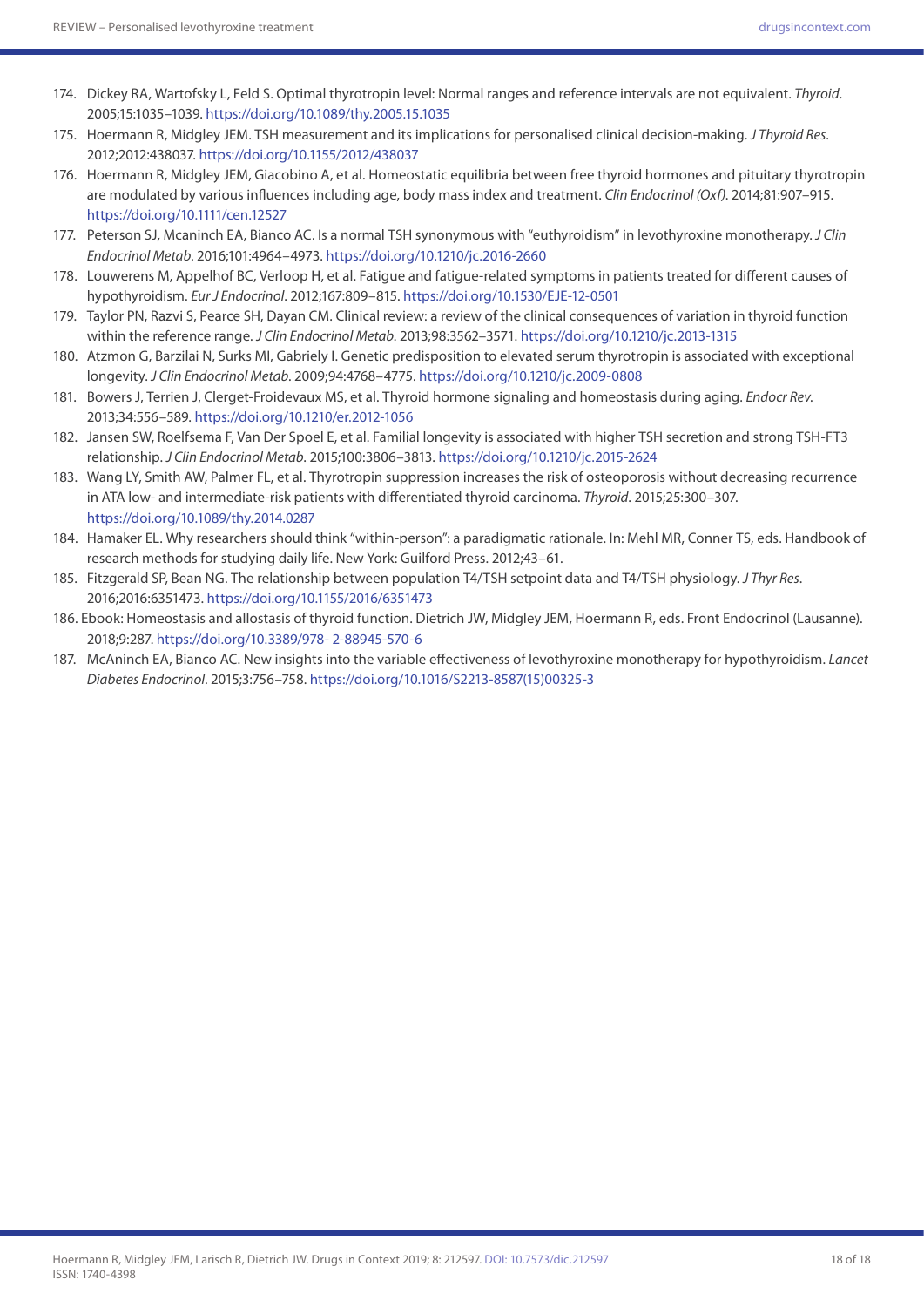174. Dickey RA, Wartofsky L, Feld S. Optimal thyrotropin level: Normal ranges and reference intervals are not equivalent. *Thyroid*. 2005;15:1035–1039. https://doi.org/10.1089/thy.2005.15.1035
175. Hoermann R, Midgley JEM. TSH measurement and its implications for personalised clinical decision-making. *J Thyroid Res*. 2012;2012:438037. https://doi.org/10.1155/2012/438037
176. Hoermann R, Midgley JEM, Giacobino A, et al. Homeostatic equilibria between free thyroid hormones and pituitary thyrotropin are modulated by various influences including age, body mass index and treatment. *Clin Endocrinol (Oxf)*. 2014;81:907–915. https://doi.org/10.1111/cen.12527
177. Peterson SJ, Mcaninch EA, Bianco AC. Is a normal TSH synonymous with "euthyroidism" in levothyroxine monotherapy. *J Clin Endocrinol Metab*. 2016;101:4964–4973. https://doi.org/10.1210/jc.2016-2660
178. Louwerens M, Appelhof BC, Verloop H, et al. Fatigue and fatigue-related symptoms in patients treated for different causes of hypothyroidism. *Eur J Endocrinol*. 2012;167:809–815. https://doi.org/10.1530/EJE-12-0501
179. Taylor PN, Razvi S, Pearce SH, Dayan CM. Clinical review: a review of the clinical consequences of variation in thyroid function within the reference range. *J Clin Endocrinol Metab*. 2013;98:3562–3571. https://doi.org/10.1210/jc.2013-1315
180. Atzmon G, Barzilai N, Surks MI, Gabriely I. Genetic predisposition to elevated serum thyrotropin is associated with exceptional longevity. *J Clin Endocrinol Metab*. 2009;94:4768–4775. https://doi.org/10.1210/jc.2009-0808
181. Bowers J, Terrien J, Clerget-Froidevaux MS, et al. Thyroid hormone signaling and homeostasis during aging. *Endocr Rev*. 2013;34:556–589. https://doi.org/10.1210/er.2012-1056
182. Jansen SW, Roelfsema F, Van Der Spoel E, et al. Familial longevity is associated with higher TSH secretion and strong TSH-FT3 relationship. *J Clin Endocrinol Metab*. 2015;100:3806–3813. https://doi.org/10.1210/jc.2015-2624
183. Wang LY, Smith AW, Palmer FL, et al. Thyrotropin suppression increases the risk of osteoporosis without decreasing recurrence in ATA low- and intermediate-risk patients with differentiated thyroid carcinoma. *Thyroid*. 2015;25:300–307. https://doi.org/10.1089/thy.2014.0287
184. Hamaker EL. Why researchers should think "within-person": a paradigmatic rationale. In: Mehl MR, Conner TS, eds. Handbook of research methods for studying daily life. New York: Guilford Press. 2012;43–61.
185. Fitzgerald SP, Bean NG. The relationship between population T4/TSH setpoint data and T4/TSH physiology. *J Thyr Res*. 2016;2016:6351473. https://doi.org/10.1155/2016/6351473
186. Ebook: Homeostasis and allostasis of thyroid function. Dietrich JW, Midgley JEM, Hoermann R, eds. Front Endocrinol (Lausanne). 2018;9:287. https://doi.org/10.3389/978- 2-88945-570-6
187. McAninch EA, Bianco AC. New insights into the variable effectiveness of levothyroxine monotherapy for hypothyroidism. *Lancet Diabetes Endocrinol*. 2015;3:756–758. https://doi.org/10.1016/S2213-8587(15)00325-3